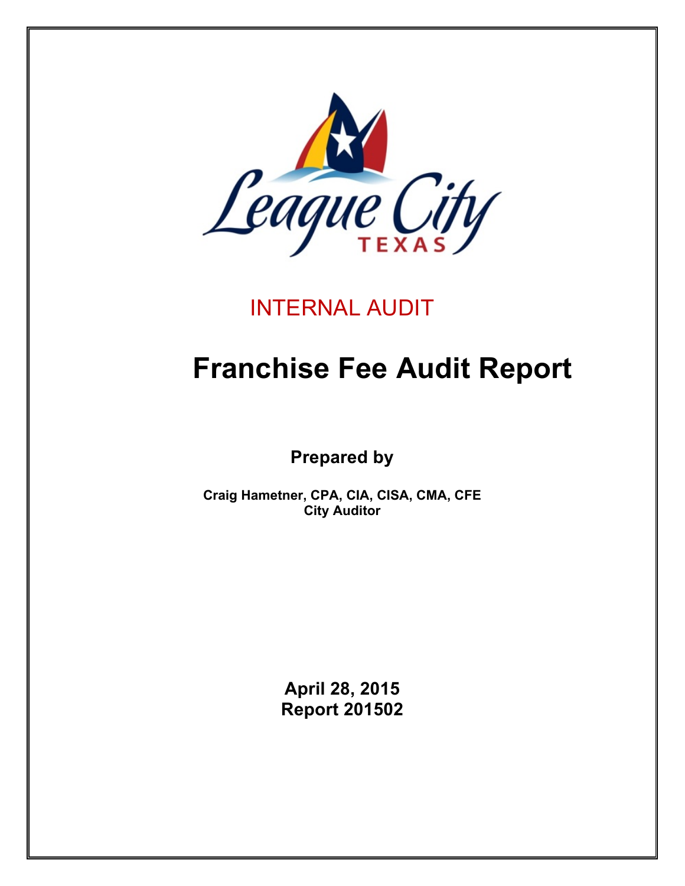League City TEXAS

INTERNAL AUDIT

# Franchise Fee Audit Report

**Prepared by**

**Craig Hametner, CPA, CIA, CISA, CMA, CFE**
**City Auditor**

**April 28, 2015**
**Report 201502**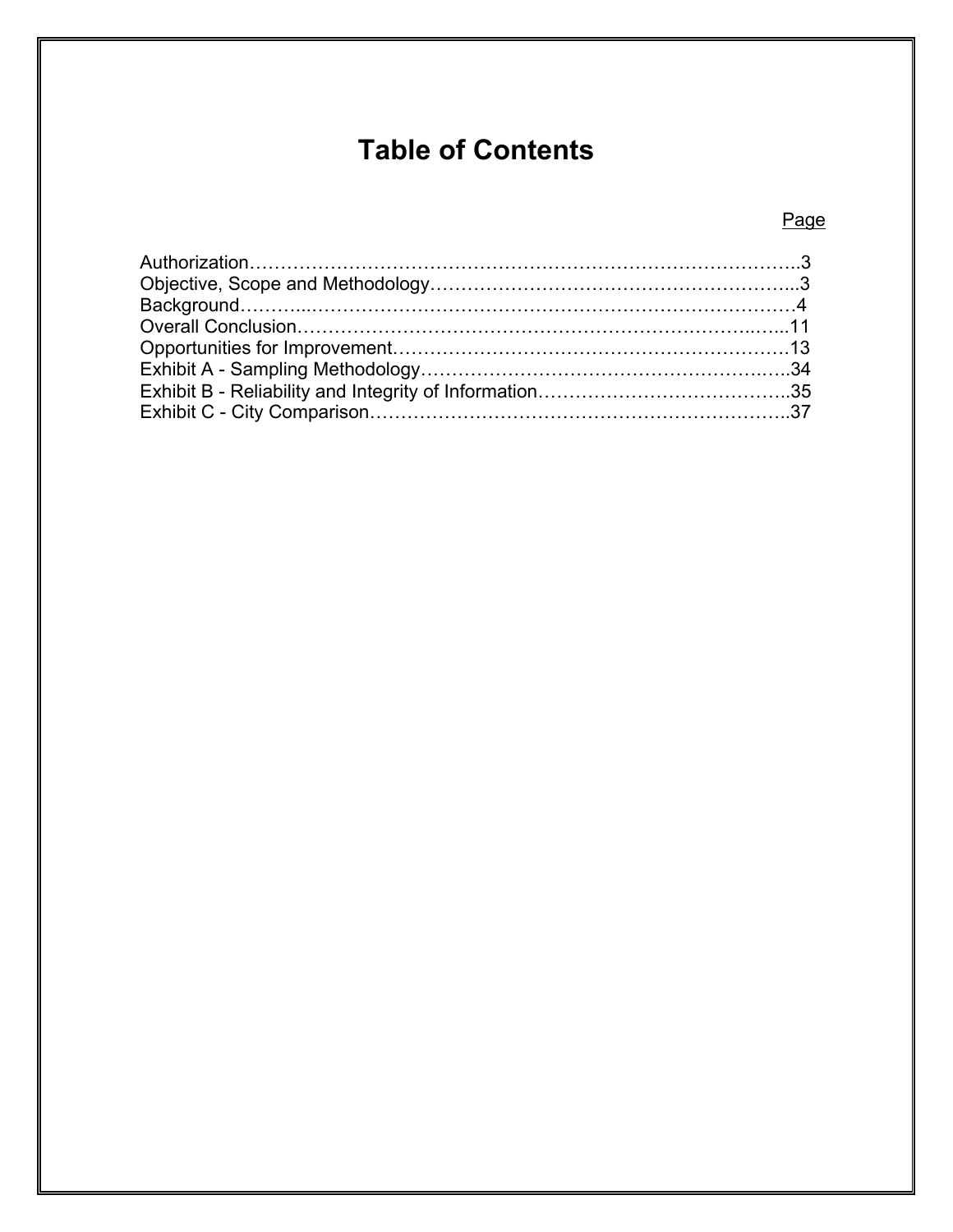# Table of Contents

| | Page |
|---|---|
| Authorization | 3 |
| Objective, Scope and Methodology | 3 |
| Background | 4 |
| Overall Conclusion | 11 |
| Opportunities for Improvement | 13 |
| Exhibit A - Sampling Methodology | 34 |
| Exhibit B - Reliability and Integrity of Information | 35 |
| Exhibit C - City Comparison | 37 |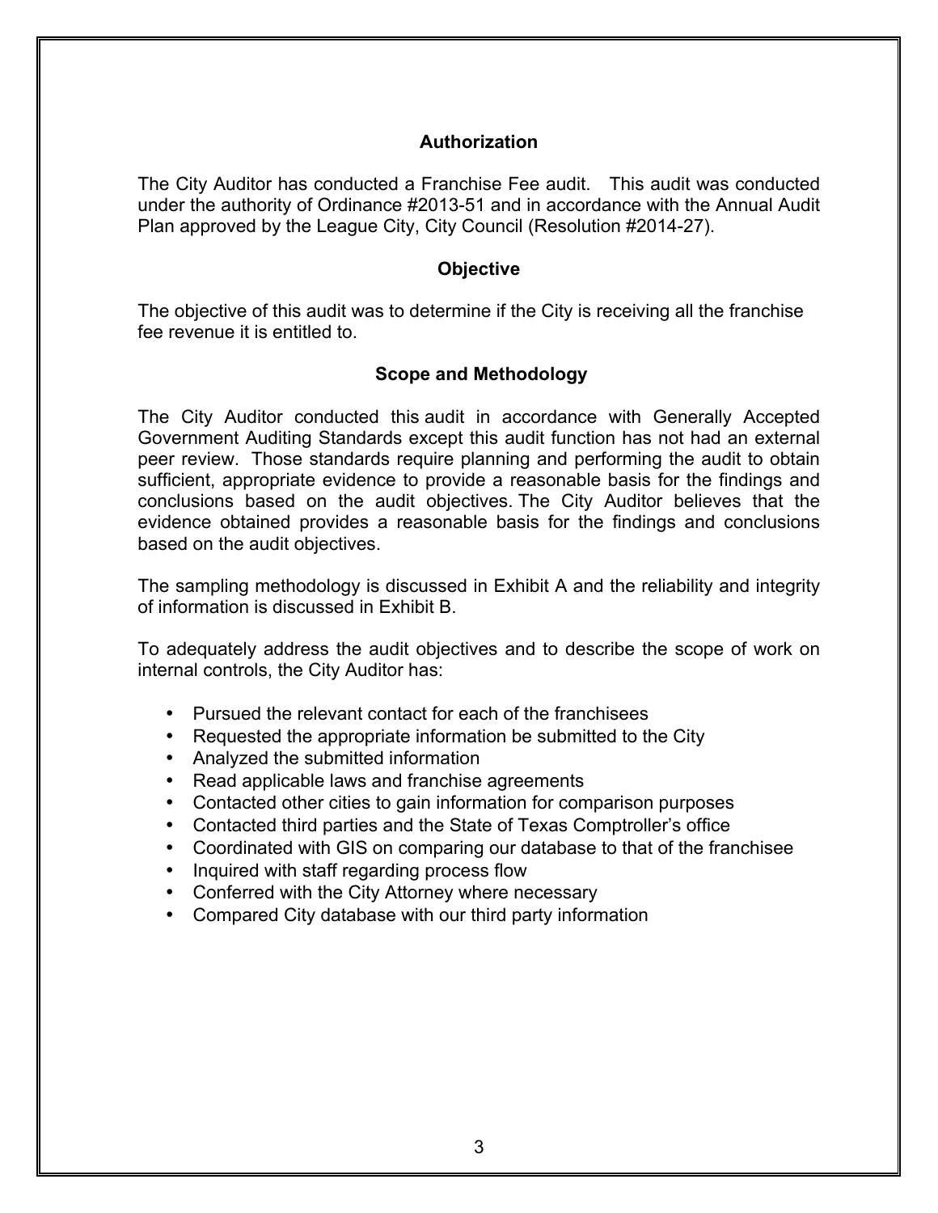## Authorization

The City Auditor has conducted a Franchise Fee audit. This audit was conducted under the authority of Ordinance #2013-51 and in accordance with the Annual Audit Plan approved by the League City, City Council (Resolution #2014-27).

## Objective

The objective of this audit was to determine if the City is receiving all the franchise fee revenue it is entitled to.

## Scope and Methodology

The City Auditor conducted this audit in accordance with Generally Accepted Government Auditing Standards except this audit function has not had an external peer review. Those standards require planning and performing the audit to obtain sufficient, appropriate evidence to provide a reasonable basis for the findings and conclusions based on the audit objectives. The City Auditor believes that the evidence obtained provides a reasonable basis for the findings and conclusions based on the audit objectives.

The sampling methodology is discussed in Exhibit A and the reliability and integrity of information is discussed in Exhibit B.

To adequately address the audit objectives and to describe the scope of work on internal controls, the City Auditor has:

- Pursued the relevant contact for each of the franchisees
- Requested the appropriate information be submitted to the City
- Analyzed the submitted information
- Read applicable laws and franchise agreements
- Contacted other cities to gain information for comparison purposes
- Contacted third parties and the State of Texas Comptroller's office
- Coordinated with GIS on comparing our database to that of the franchisee
- Inquired with staff regarding process flow
- Conferred with the City Attorney where necessary
- Compared City database with our third party information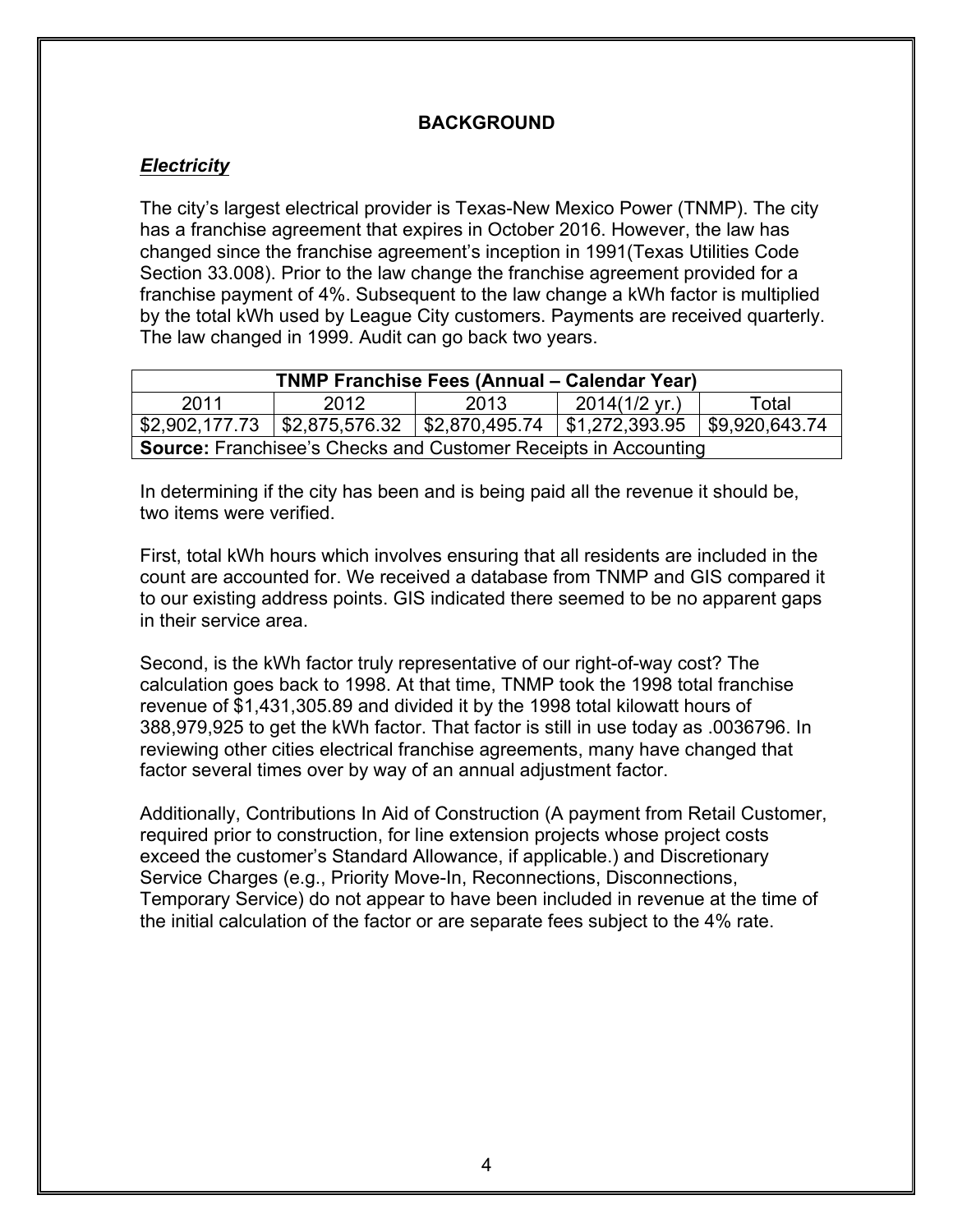## BACKGROUND

### *Electricity*

The city's largest electrical provider is Texas-New Mexico Power (TNMP). The city has a franchise agreement that expires in October 2016. However, the law has changed since the franchise agreement's inception in 1991(Texas Utilities Code Section 33.008). Prior to the law change the franchise agreement provided for a franchise payment of 4%. Subsequent to the law change a kWh factor is multiplied by the total kWh used by League City customers. Payments are received quarterly. The law changed in 1999. Audit can go back two years.

| **TNMP Franchise Fees (Annual – Calendar Year)** | | | | |
|---|---|---|---|---|
| 2011 | 2012 | 2013 | 2014(1/2 yr.) | Total |
| $2,902,177.73 | $2,875,576.32 | $2,870,495.74 | $1,272,393.95 | $9,920,643.74 |
| **Source:** Franchisee's Checks and Customer Receipts in Accounting | | | | |

In determining if the city has been and is being paid all the revenue it should be, two items were verified.

First, total kWh hours which involves ensuring that all residents are included in the count are accounted for. We received a database from TNMP and GIS compared it to our existing address points. GIS indicated there seemed to be no apparent gaps in their service area.

Second, is the kWh factor truly representative of our right-of-way cost? The calculation goes back to 1998. At that time, TNMP took the 1998 total franchise revenue of $1,431,305.89 and divided it by the 1998 total kilowatt hours of 388,979,925 to get the kWh factor. That factor is still in use today as .0036796. In reviewing other cities electrical franchise agreements, many have changed that factor several times over by way of an annual adjustment factor.

Additionally, Contributions In Aid of Construction (A payment from Retail Customer, required prior to construction, for line extension projects whose project costs exceed the customer's Standard Allowance, if applicable.) and Discretionary Service Charges (e.g., Priority Move-In, Reconnections, Disconnections, Temporary Service) do not appear to have been included in revenue at the time of the initial calculation of the factor or are separate fees subject to the 4% rate.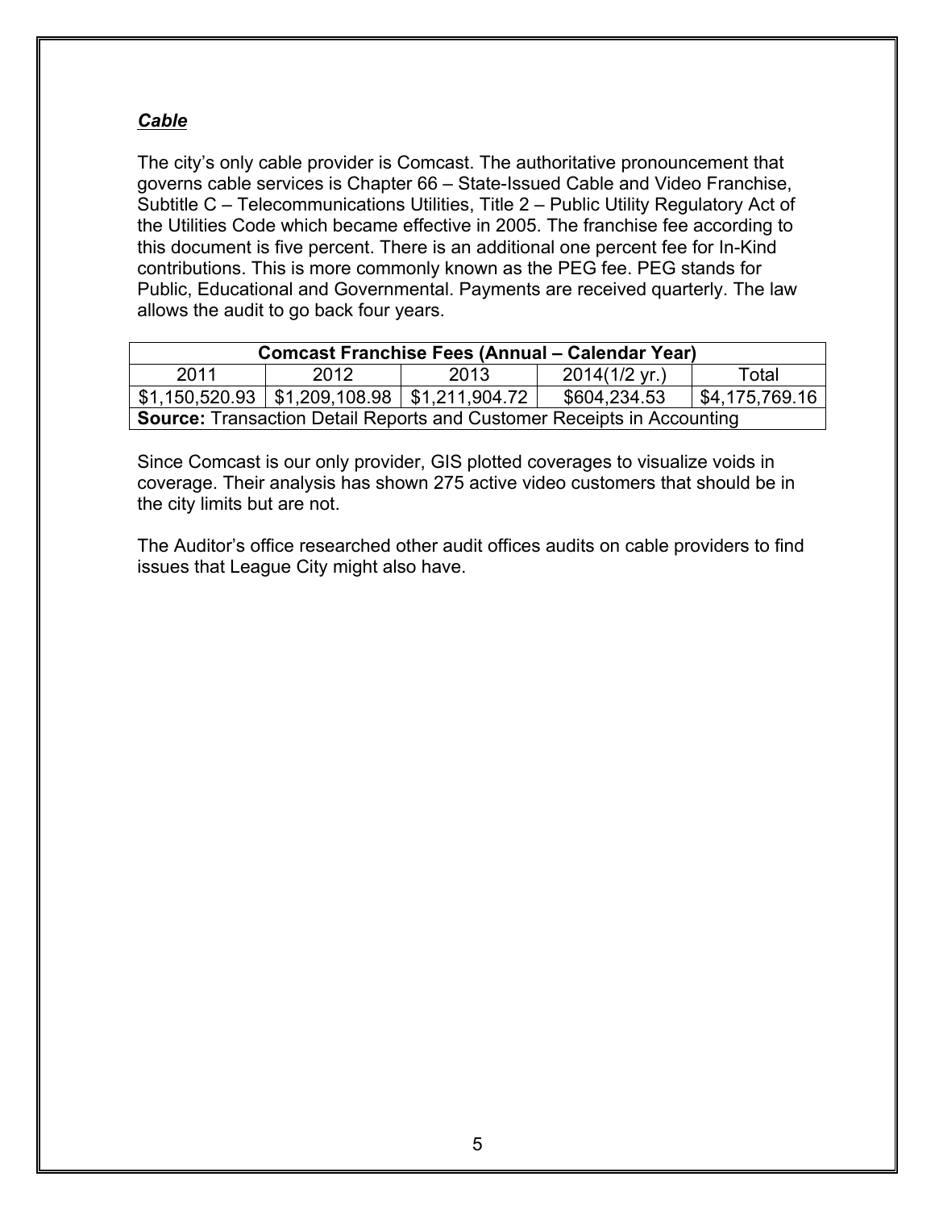***Cable***

The city's only cable provider is Comcast. The authoritative pronouncement that governs cable services is Chapter 66 – State-Issued Cable and Video Franchise, Subtitle C – Telecommunications Utilities, Title 2 – Public Utility Regulatory Act of the Utilities Code which became effective in 2005. The franchise fee according to this document is five percent. There is an additional one percent fee for In-Kind contributions. This is more commonly known as the PEG fee. PEG stands for Public, Educational and Governmental. Payments are received quarterly. The law allows the audit to go back four years.

| **Comcast Franchise Fees (Annual – Calendar Year)** | | | | |
|---|---|---|---|---|
| 2011 | 2012 | 2013 | 2014(1/2 yr.) | Total |
| $1,150,520.93 | $1,209,108.98 | $1,211,904.72 | $604,234.53 | $4,175,769.16 |
| **Source:** Transaction Detail Reports and Customer Receipts in Accounting | | | | |

Since Comcast is our only provider, GIS plotted coverages to visualize voids in coverage. Their analysis has shown 275 active video customers that should be in the city limits but are not.

The Auditor's office researched other audit offices audits on cable providers to find issues that League City might also have.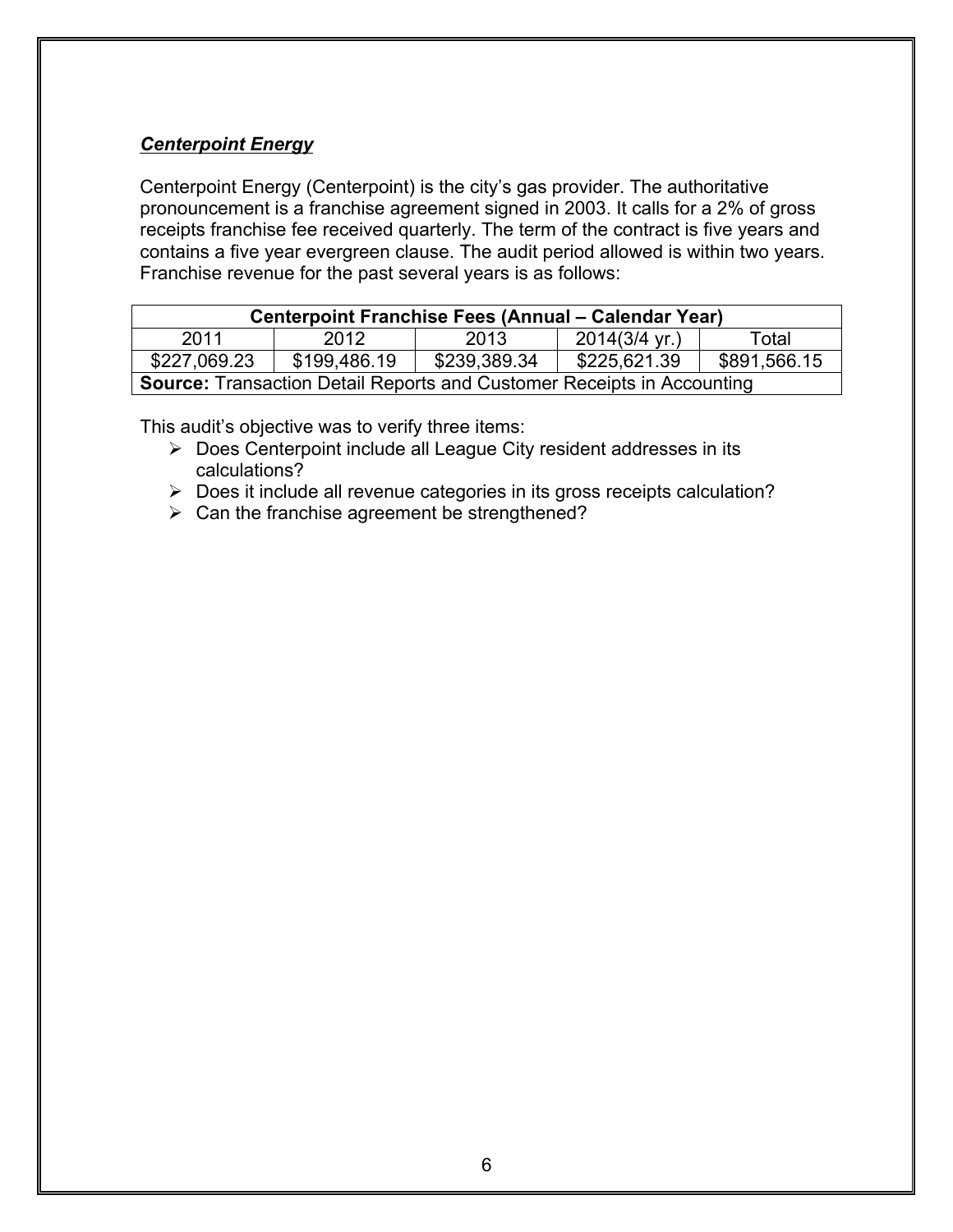***Centerpoint Energy***

Centerpoint Energy (Centerpoint) is the city's gas provider. The authoritative pronouncement is a franchise agreement signed in 2003. It calls for a 2% of gross receipts franchise fee received quarterly. The term of the contract is five years and contains a five year evergreen clause. The audit period allowed is within two years. Franchise revenue for the past several years is as follows:

| **Centerpoint Franchise Fees (Annual – Calendar Year)** | | | | |
|---|---|---|---|---|
| 2011 | 2012 | 2013 | 2014(3/4 yr.) | Total |
| $227,069.23 | $199,486.19 | $239,389.34 | $225,621.39 | $891,566.15 |
| **Source:** Transaction Detail Reports and Customer Receipts in Accounting | | | | |

This audit's objective was to verify three items:

- Does Centerpoint include all League City resident addresses in its calculations?
- Does it include all revenue categories in its gross receipts calculation?
- Can the franchise agreement be strengthened?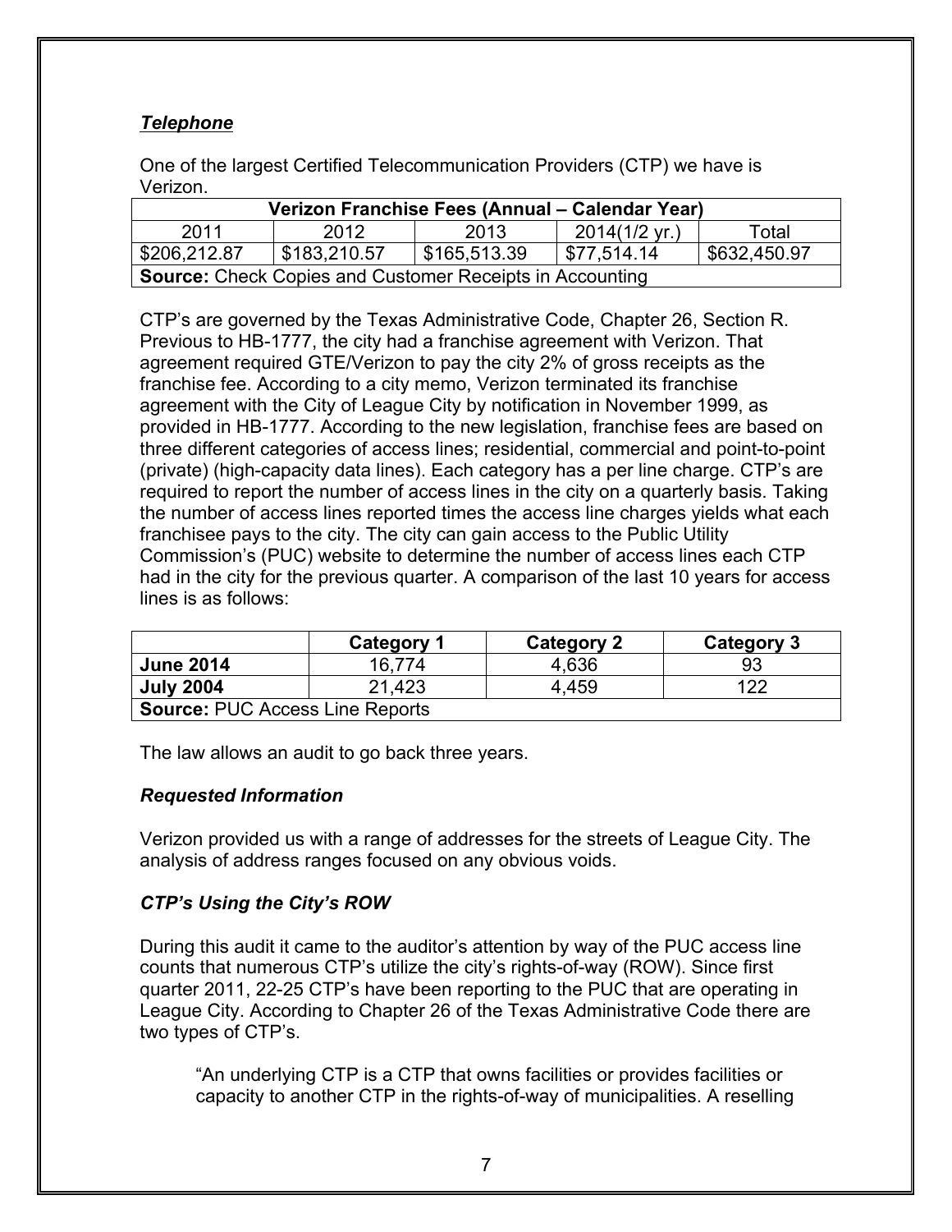### *Telephone*

One of the largest Certified Telecommunication Providers (CTP) we have is Verizon.

| Verizon Franchise Fees (Annual – Calendar Year) | | | | |
|---|---|---|---|---|
| 2011 | 2012 | 2013 | 2014(1/2 yr.) | Total |
| $206,212.87 | $183,210.57 | $165,513.39 | $77,514.14 | $632,450.97 |
| **Source:** Check Copies and Customer Receipts in Accounting | | | | |

CTP's are governed by the Texas Administrative Code, Chapter 26, Section R. Previous to HB-1777, the city had a franchise agreement with Verizon. That agreement required GTE/Verizon to pay the city 2% of gross receipts as the franchise fee. According to a city memo, Verizon terminated its franchise agreement with the City of League City by notification in November 1999, as provided in HB-1777. According to the new legislation, franchise fees are based on three different categories of access lines; residential, commercial and point-to-point (private) (high-capacity data lines). Each category has a per line charge. CTP's are required to report the number of access lines in the city on a quarterly basis. Taking the number of access lines reported times the access line charges yields what each franchisee pays to the city. The city can gain access to the Public Utility Commission's (PUC) website to determine the number of access lines each CTP had in the city for the previous quarter. A comparison of the last 10 years for access lines is as follows:

| | Category 1 | Category 2 | Category 3 |
|---|---|---|---|
| **June 2014** | 16,774 | 4,636 | 93 |
| **July 2004** | 21,423 | 4,459 | 122 |
| **Source:** PUC Access Line Reports | | | |

The law allows an audit to go back three years.

### *Requested Information*

Verizon provided us with a range of addresses for the streets of League City. The analysis of address ranges focused on any obvious voids.

### *CTP's Using the City's ROW*

During this audit it came to the auditor's attention by way of the PUC access line counts that numerous CTP's utilize the city's rights-of-way (ROW). Since first quarter 2011, 22-25 CTP's have been reporting to the PUC that are operating in League City. According to Chapter 26 of the Texas Administrative Code there are two types of CTP's.

> "An underlying CTP is a CTP that owns facilities or provides facilities or capacity to another CTP in the rights-of-way of municipalities. A reselling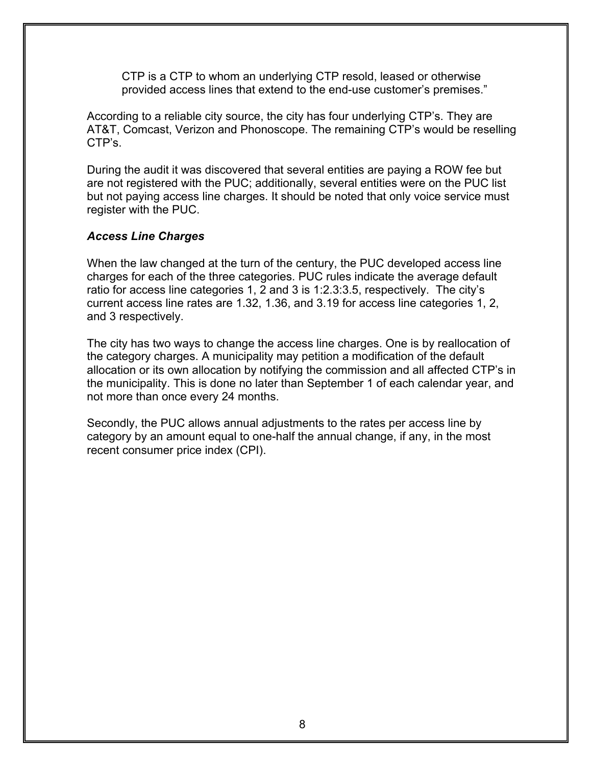CTP is a CTP to whom an underlying CTP resold, leased or otherwise provided access lines that extend to the end-use customer's premises."

According to a reliable city source, the city has four underlying CTP's. They are AT&T, Comcast, Verizon and Phonoscope. The remaining CTP's would be reselling CTP's.

During the audit it was discovered that several entities are paying a ROW fee but are not registered with the PUC; additionally, several entities were on the PUC list but not paying access line charges. It should be noted that only voice service must register with the PUC.

***Access Line Charges***

When the law changed at the turn of the century, the PUC developed access line charges for each of the three categories. PUC rules indicate the average default ratio for access line categories 1, 2 and 3 is 1:2.3:3.5, respectively. The city's current access line rates are 1.32, 1.36, and 3.19 for access line categories 1, 2, and 3 respectively.

The city has two ways to change the access line charges. One is by reallocation of the category charges. A municipality may petition a modification of the default allocation or its own allocation by notifying the commission and all affected CTP's in the municipality. This is done no later than September 1 of each calendar year, and not more than once every 24 months.

Secondly, the PUC allows annual adjustments to the rates per access line by category by an amount equal to one-half the annual change, if any, in the most recent consumer price index (CPI).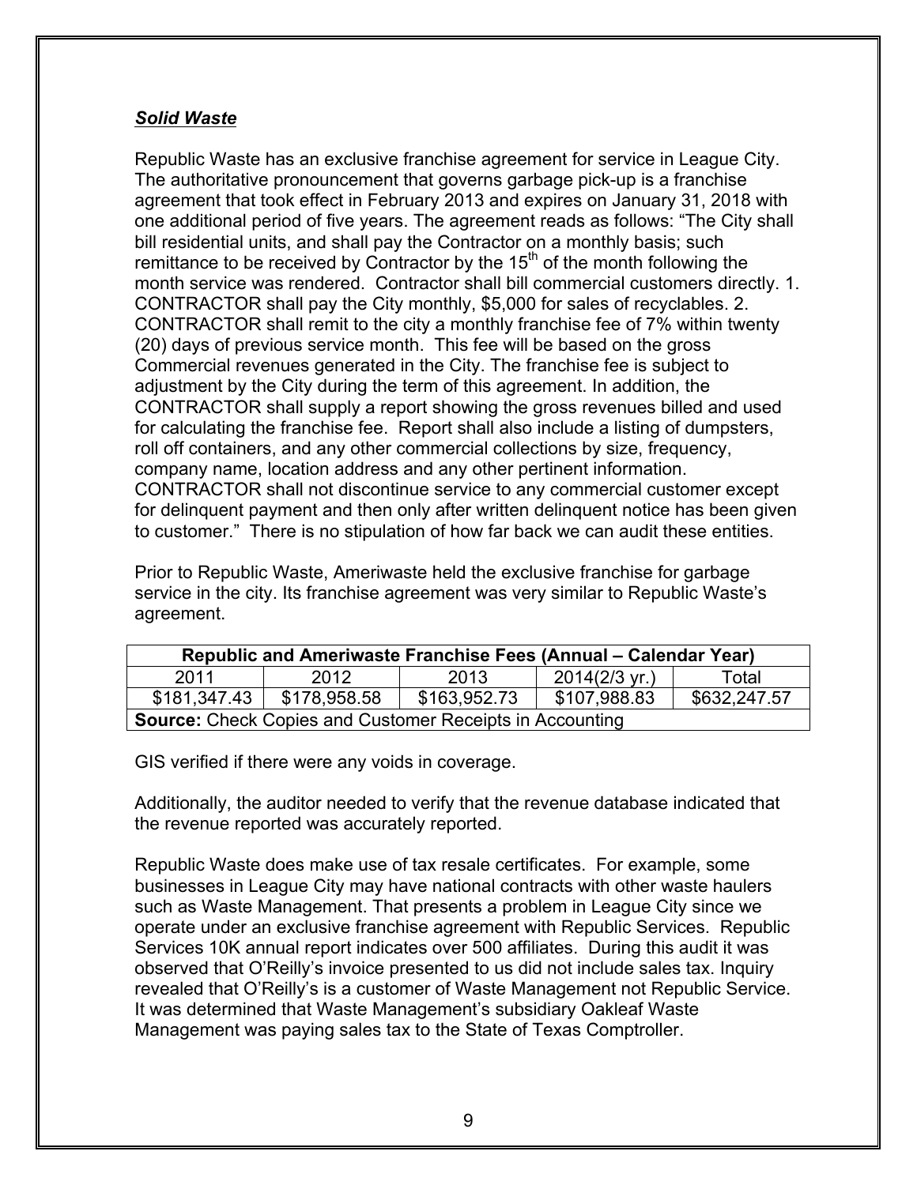***Solid Waste***

Republic Waste has an exclusive franchise agreement for service in League City. The authoritative pronouncement that governs garbage pick-up is a franchise agreement that took effect in February 2013 and expires on January 31, 2018 with one additional period of five years. The agreement reads as follows: "The City shall bill residential units, and shall pay the Contractor on a monthly basis; such remittance to be received by Contractor by the 15th of the month following the month service was rendered. Contractor shall bill commercial customers directly. 1. CONTRACTOR shall pay the City monthly, $5,000 for sales of recyclables. 2. CONTRACTOR shall remit to the city a monthly franchise fee of 7% within twenty (20) days of previous service month. This fee will be based on the gross Commercial revenues generated in the City. The franchise fee is subject to adjustment by the City during the term of this agreement. In addition, the CONTRACTOR shall supply a report showing the gross revenues billed and used for calculating the franchise fee. Report shall also include a listing of dumpsters, roll off containers, and any other commercial collections by size, frequency, company name, location address and any other pertinent information. CONTRACTOR shall not discontinue service to any commercial customer except for delinquent payment and then only after written delinquent notice has been given to customer." There is no stipulation of how far back we can audit these entities.

Prior to Republic Waste, Ameriwaste held the exclusive franchise for garbage service in the city. Its franchise agreement was very similar to Republic Waste's agreement.

| Republic and Ameriwaste Franchise Fees (Annual – Calendar Year) | | | | |
|---|---|---|---|---|
| 2011 | 2012 | 2013 | 2014(2/3 yr.) | Total |
| $181,347.43 | $178,958.58 | $163,952.73 | $107,988.83 | $632,247.57 |
| **Source:** Check Copies and Customer Receipts in Accounting | | | | |

GIS verified if there were any voids in coverage.

Additionally, the auditor needed to verify that the revenue database indicated that the revenue reported was accurately reported.

Republic Waste does make use of tax resale certificates. For example, some businesses in League City may have national contracts with other waste haulers such as Waste Management. That presents a problem in League City since we operate under an exclusive franchise agreement with Republic Services. Republic Services 10K annual report indicates over 500 affiliates. During this audit it was observed that O'Reilly's invoice presented to us did not include sales tax. Inquiry revealed that O'Reilly's is a customer of Waste Management not Republic Service. It was determined that Waste Management's subsidiary Oakleaf Waste Management was paying sales tax to the State of Texas Comptroller.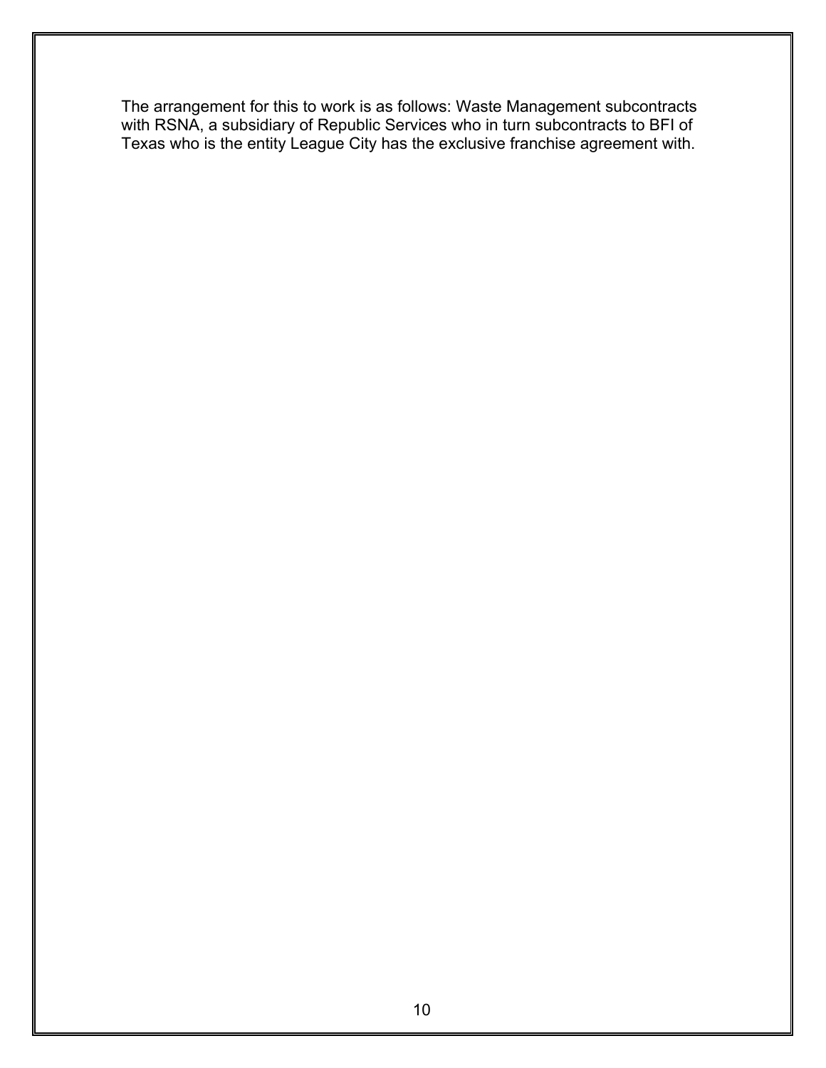The arrangement for this to work is as follows: Waste Management subcontracts with RSNA, a subsidiary of Republic Services who in turn subcontracts to BFI of Texas who is the entity League City has the exclusive franchise agreement with.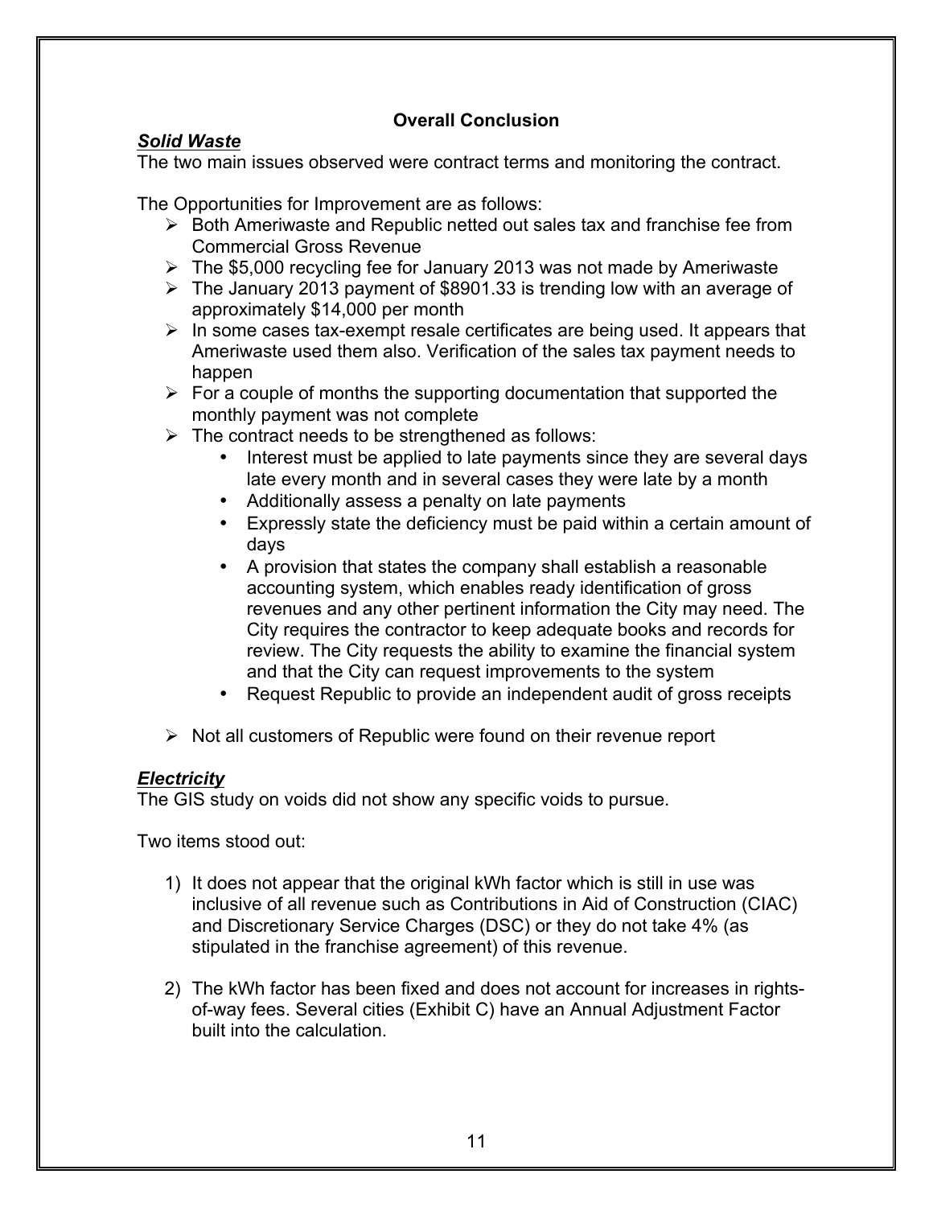## Overall Conclusion

***Solid Waste***

The two main issues observed were contract terms and monitoring the contract.

The Opportunities for Improvement are as follows:

- Both Ameriwaste and Republic netted out sales tax and franchise fee from Commercial Gross Revenue
- The $5,000 recycling fee for January 2013 was not made by Ameriwaste
- The January 2013 payment of $8901.33 is trending low with an average of approximately $14,000 per month
- In some cases tax-exempt resale certificates are being used. It appears that Ameriwaste used them also. Verification of the sales tax payment needs to happen
- For a couple of months the supporting documentation that supported the monthly payment was not complete
- The contract needs to be strengthened as follows:
  - Interest must be applied to late payments since they are several days late every month and in several cases they were late by a month
  - Additionally assess a penalty on late payments
  - Expressly state the deficiency must be paid within a certain amount of days
  - A provision that states the company shall establish a reasonable accounting system, which enables ready identification of gross revenues and any other pertinent information the City may need. The City requires the contractor to keep adequate books and records for review. The City requests the ability to examine the financial system and that the City can request improvements to the system
  - Request Republic to provide an independent audit of gross receipts
- Not all customers of Republic were found on their revenue report

***Electricity***

The GIS study on voids did not show any specific voids to pursue.

Two items stood out:

1) It does not appear that the original kWh factor which is still in use was inclusive of all revenue such as Contributions in Aid of Construction (CIAC) and Discretionary Service Charges (DSC) or they do not take 4% (as stipulated in the franchise agreement) of this revenue.

2) The kWh factor has been fixed and does not account for increases in rights-of-way fees. Several cities (Exhibit C) have an Annual Adjustment Factor built into the calculation.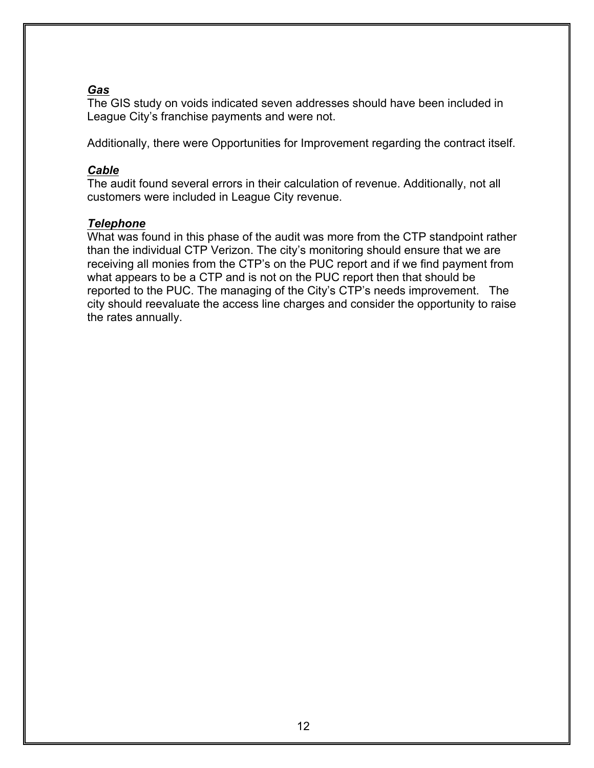***Gas***

The GIS study on voids indicated seven addresses should have been included in League City's franchise payments and were not.

Additionally, there were Opportunities for Improvement regarding the contract itself.

***Cable***

The audit found several errors in their calculation of revenue. Additionally, not all customers were included in League City revenue.

***Telephone***

What was found in this phase of the audit was more from the CTP standpoint rather than the individual CTP Verizon. The city's monitoring should ensure that we are receiving all monies from the CTP's on the PUC report and if we find payment from what appears to be a CTP and is not on the PUC report then that should be reported to the PUC. The managing of the City's CTP's needs improvement. The city should reevaluate the access line charges and consider the opportunity to raise the rates annually.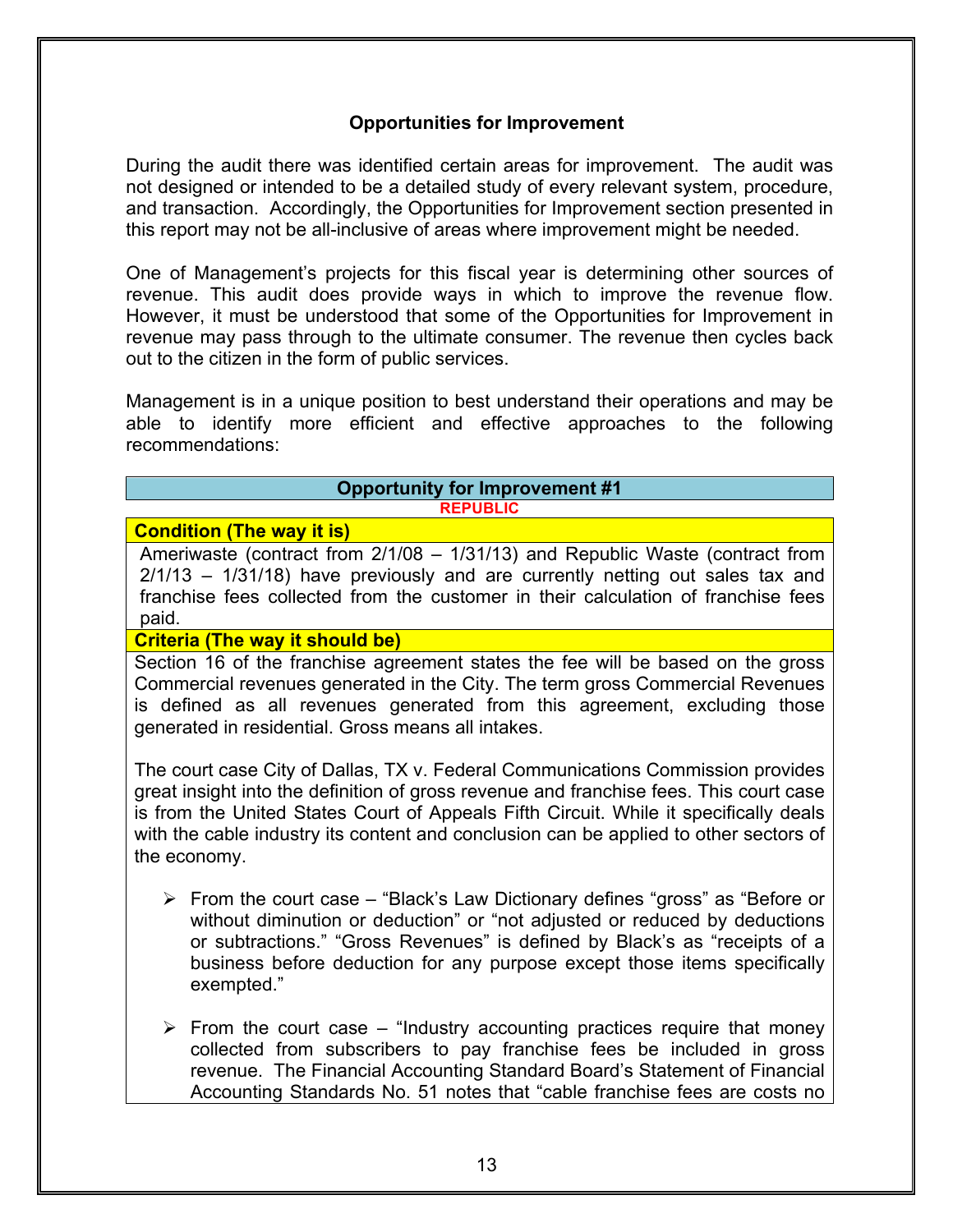## Opportunities for Improvement

During the audit there was identified certain areas for improvement. The audit was not designed or intended to be a detailed study of every relevant system, procedure, and transaction. Accordingly, the Opportunities for Improvement section presented in this report may not be all-inclusive of areas where improvement might be needed.

One of Management's projects for this fiscal year is determining other sources of revenue. This audit does provide ways in which to improve the revenue flow. However, it must be understood that some of the Opportunities for Improvement in revenue may pass through to the ultimate consumer. The revenue then cycles back out to the citizen in the form of public services.

Management is in a unique position to best understand their operations and may be able to identify more efficient and effective approaches to the following recommendations:

### Opportunity for Improvement #1

**REPUBLIC**

**Condition (The way it is)**

Ameriwaste (contract from 2/1/08 – 1/31/13) and Republic Waste (contract from 2/1/13 – 1/31/18) have previously and are currently netting out sales tax and franchise fees collected from the customer in their calculation of franchise fees paid.

**Criteria (The way it should be)**

Section 16 of the franchise agreement states the fee will be based on the gross Commercial revenues generated in the City. The term gross Commercial Revenues is defined as all revenues generated from this agreement, excluding those generated in residential. Gross means all intakes.

The court case City of Dallas, TX v. Federal Communications Commission provides great insight into the definition of gross revenue and franchise fees. This court case is from the United States Court of Appeals Fifth Circuit. While it specifically deals with the cable industry its content and conclusion can be applied to other sectors of the economy.

- From the court case – "Black's Law Dictionary defines "gross" as "Before or without diminution or deduction" or "not adjusted or reduced by deductions or subtractions." "Gross Revenues" is defined by Black's as "receipts of a business before deduction for any purpose except those items specifically exempted."
- From the court case – "Industry accounting practices require that money collected from subscribers to pay franchise fees be included in gross revenue. The Financial Accounting Standard Board's Statement of Financial Accounting Standards No. 51 notes that "cable franchise fees are costs no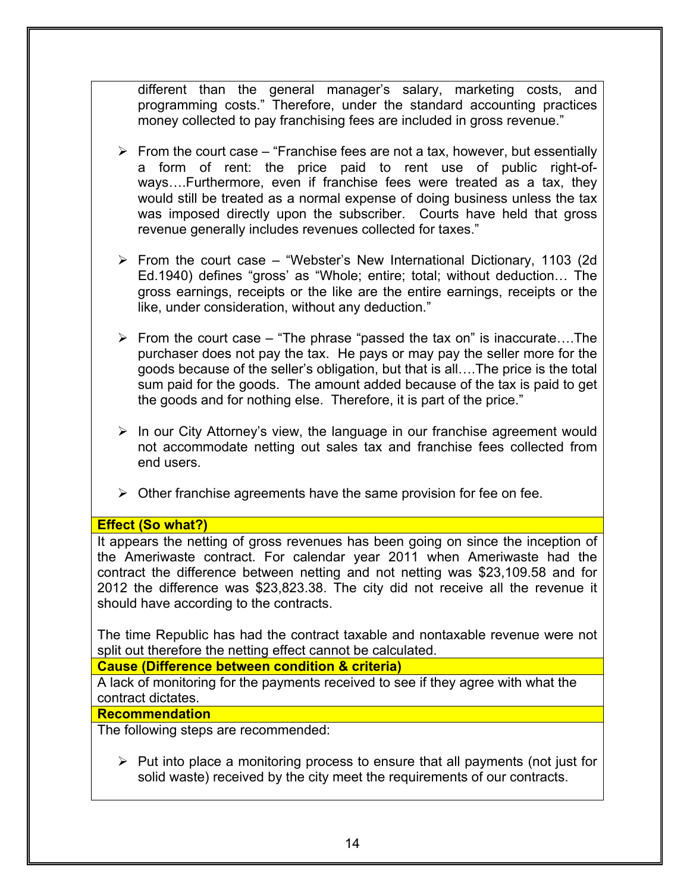different than the general manager's salary, marketing costs, and programming costs." Therefore, under the standard accounting practices money collected to pay franchising fees are included in gross revenue."

- From the court case – "Franchise fees are not a tax, however, but essentially a form of rent: the price paid to rent use of public right-of-ways….Furthermore, even if franchise fees were treated as a tax, they would still be treated as a normal expense of doing business unless the tax was imposed directly upon the subscriber. Courts have held that gross revenue generally includes revenues collected for taxes."

- From the court case – "Webster's New International Dictionary, 1103 (2d Ed.1940) defines "gross' as "Whole; entire; total; without deduction… The gross earnings, receipts or the like are the entire earnings, receipts or the like, under consideration, without any deduction."

- From the court case – "The phrase "passed the tax on" is inaccurate….The purchaser does not pay the tax. He pays or may pay the seller more for the goods because of the seller's obligation, but that is all….The price is the total sum paid for the goods. The amount added because of the tax is paid to get the goods and for nothing else. Therefore, it is part of the price."

- In our City Attorney's view, the language in our franchise agreement would not accommodate netting out sales tax and franchise fees collected from end users.

- Other franchise agreements have the same provision for fee on fee.

**Effect (So what?)**

It appears the netting of gross revenues has been going on since the inception of the Ameriwaste contract. For calendar year 2011 when Ameriwaste had the contract the difference between netting and not netting was $23,109.58 and for 2012 the difference was $23,823.38. The city did not receive all the revenue it should have according to the contracts.

The time Republic has had the contract taxable and nontaxable revenue were not split out therefore the netting effect cannot be calculated.

**Cause (Difference between condition & criteria)**

A lack of monitoring for the payments received to see if they agree with what the contract dictates.

**Recommendation**

The following steps are recommended:

- Put into place a monitoring process to ensure that all payments (not just for solid waste) received by the city meet the requirements of our contracts.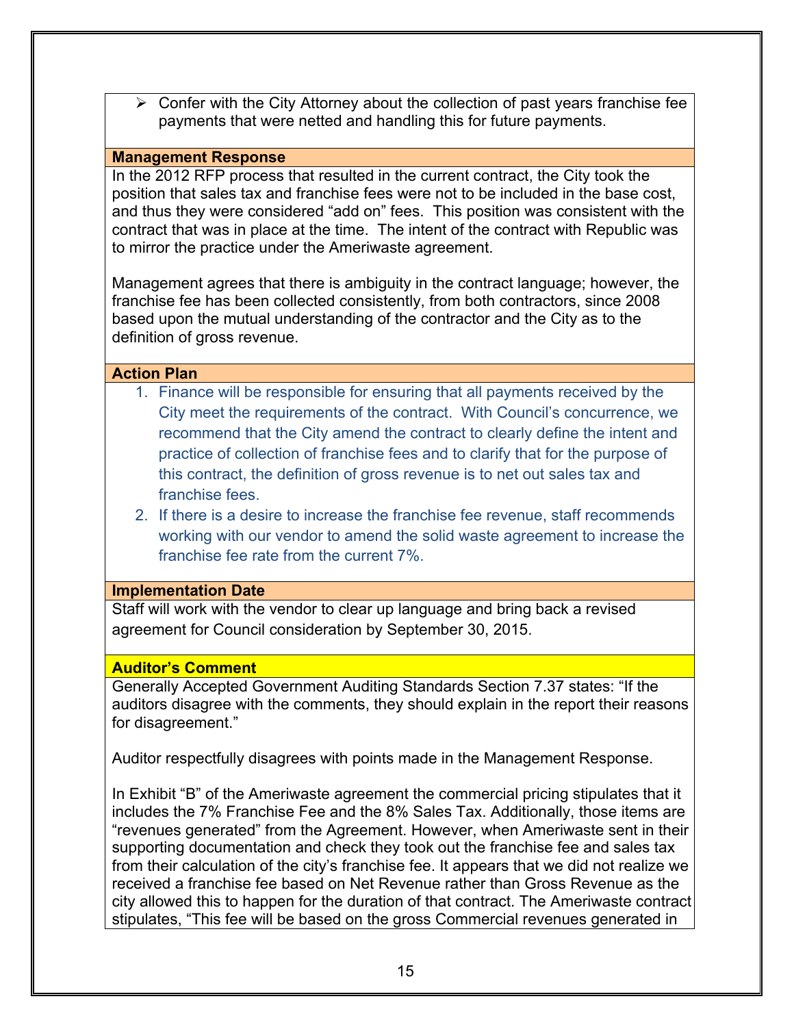- Confer with the City Attorney about the collection of past years franchise fee payments that were netted and handling this for future payments.

**Management Response**

In the 2012 RFP process that resulted in the current contract, the City took the position that sales tax and franchise fees were not to be included in the base cost, and thus they were considered “add on” fees. This position was consistent with the contract that was in place at the time. The intent of the contract with Republic was to mirror the practice under the Ameriwaste agreement.

Management agrees that there is ambiguity in the contract language; however, the franchise fee has been collected consistently, from both contractors, since 2008 based upon the mutual understanding of the contractor and the City as to the definition of gross revenue.

**Action Plan**

1. Finance will be responsible for ensuring that all payments received by the City meet the requirements of the contract. With Council’s concurrence, we recommend that the City amend the contract to clearly define the intent and practice of collection of franchise fees and to clarify that for the purpose of this contract, the definition of gross revenue is to net out sales tax and franchise fees.
2. If there is a desire to increase the franchise fee revenue, staff recommends working with our vendor to amend the solid waste agreement to increase the franchise fee rate from the current 7%.

**Implementation Date**

Staff will work with the vendor to clear up language and bring back a revised agreement for Council consideration by September 30, 2015.

**Auditor’s Comment**

Generally Accepted Government Auditing Standards Section 7.37 states: “If the auditors disagree with the comments, they should explain in the report their reasons for disagreement.”

Auditor respectfully disagrees with points made in the Management Response.

In Exhibit “B” of the Ameriwaste agreement the commercial pricing stipulates that it includes the 7% Franchise Fee and the 8% Sales Tax. Additionally, those items are “revenues generated” from the Agreement. However, when Ameriwaste sent in their supporting documentation and check they took out the franchise fee and sales tax from their calculation of the city’s franchise fee. It appears that we did not realize we received a franchise fee based on Net Revenue rather than Gross Revenue as the city allowed this to happen for the duration of that contract. The Ameriwaste contract stipulates, “This fee will be based on the gross Commercial revenues generated in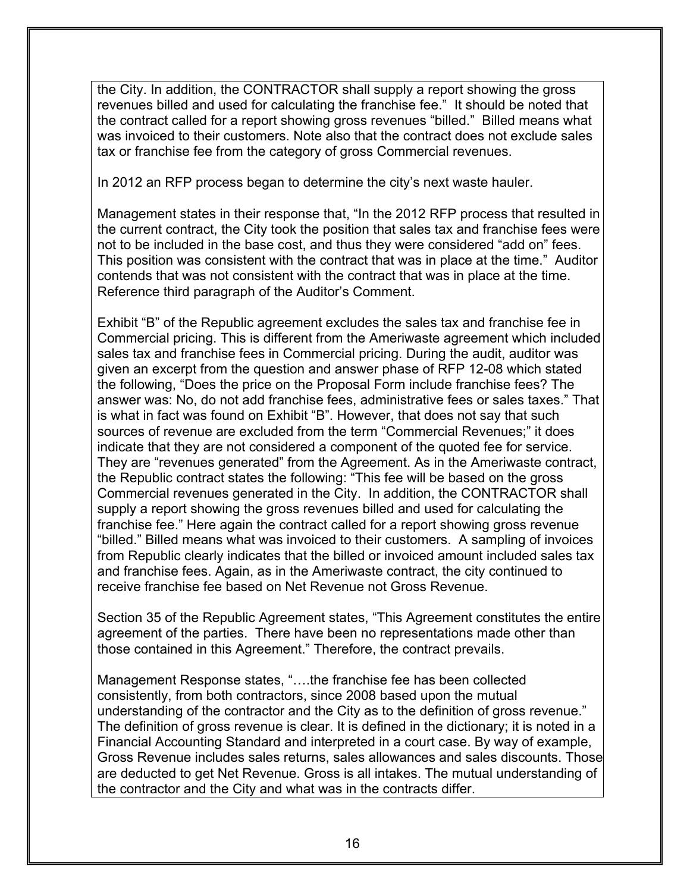the City. In addition, the CONTRACTOR shall supply a report showing the gross revenues billed and used for calculating the franchise fee." It should be noted that the contract called for a report showing gross revenues "billed." Billed means what was invoiced to their customers. Note also that the contract does not exclude sales tax or franchise fee from the category of gross Commercial revenues.

In 2012 an RFP process began to determine the city's next waste hauler.

Management states in their response that, "In the 2012 RFP process that resulted in the current contract, the City took the position that sales tax and franchise fees were not to be included in the base cost, and thus they were considered "add on" fees. This position was consistent with the contract that was in place at the time." Auditor contends that was not consistent with the contract that was in place at the time. Reference third paragraph of the Auditor's Comment.

Exhibit "B" of the Republic agreement excludes the sales tax and franchise fee in Commercial pricing. This is different from the Ameriwaste agreement which included sales tax and franchise fees in Commercial pricing. During the audit, auditor was given an excerpt from the question and answer phase of RFP 12-08 which stated the following, "Does the price on the Proposal Form include franchise fees? The answer was: No, do not add franchise fees, administrative fees or sales taxes." That is what in fact was found on Exhibit "B". However, that does not say that such sources of revenue are excluded from the term "Commercial Revenues;" it does indicate that they are not considered a component of the quoted fee for service. They are "revenues generated" from the Agreement. As in the Ameriwaste contract, the Republic contract states the following: "This fee will be based on the gross Commercial revenues generated in the City. In addition, the CONTRACTOR shall supply a report showing the gross revenues billed and used for calculating the franchise fee." Here again the contract called for a report showing gross revenue "billed." Billed means what was invoiced to their customers. A sampling of invoices from Republic clearly indicates that the billed or invoiced amount included sales tax and franchise fees. Again, as in the Ameriwaste contract, the city continued to receive franchise fee based on Net Revenue not Gross Revenue.

Section 35 of the Republic Agreement states, "This Agreement constitutes the entire agreement of the parties. There have been no representations made other than those contained in this Agreement." Therefore, the contract prevails.

Management Response states, "….the franchise fee has been collected consistently, from both contractors, since 2008 based upon the mutual understanding of the contractor and the City as to the definition of gross revenue." The definition of gross revenue is clear. It is defined in the dictionary; it is noted in a Financial Accounting Standard and interpreted in a court case. By way of example, Gross Revenue includes sales returns, sales allowances and sales discounts. Those are deducted to get Net Revenue. Gross is all intakes. The mutual understanding of the contractor and the City and what was in the contracts differ.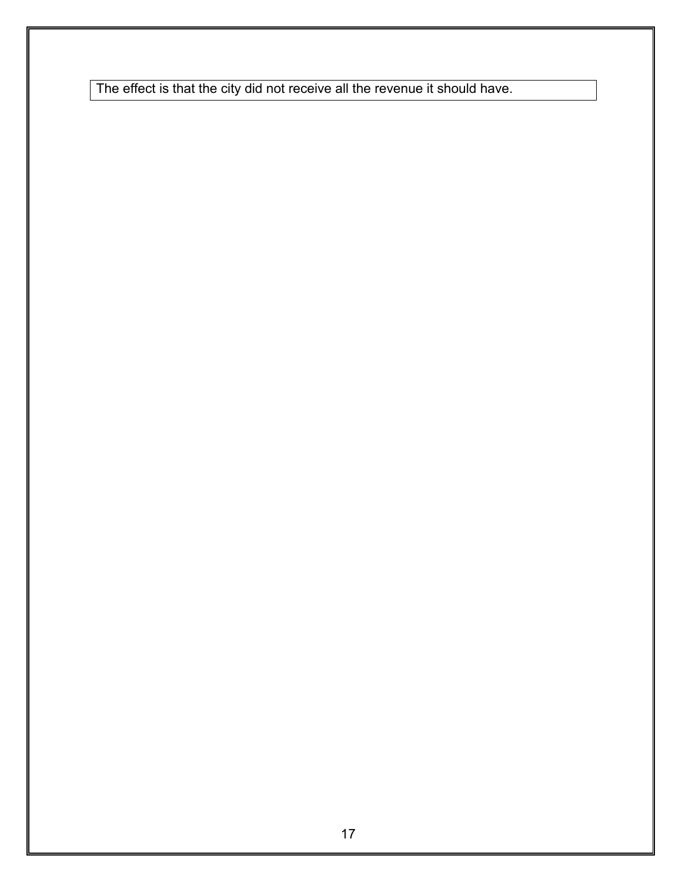The effect is that the city did not receive all the revenue it should have.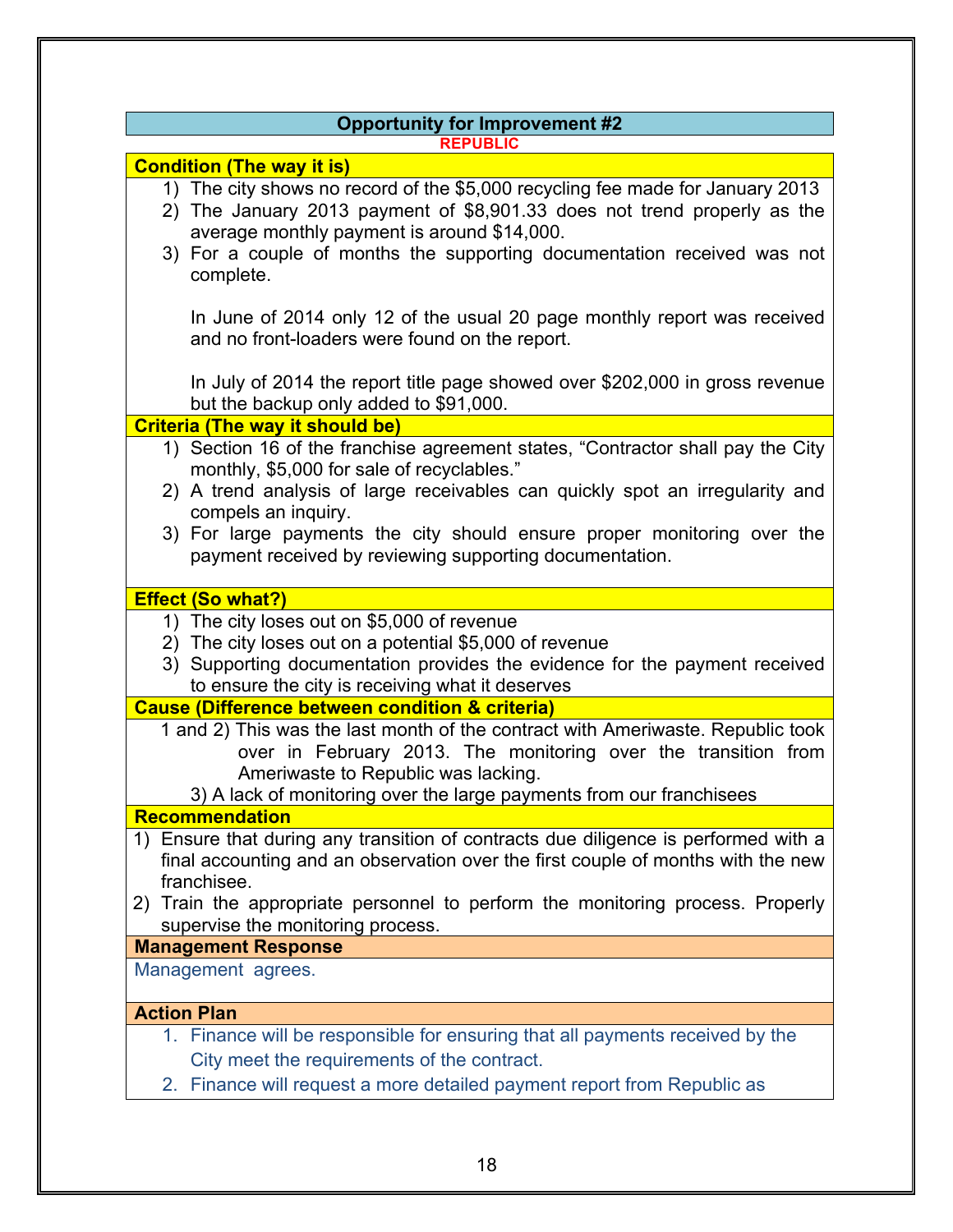## Opportunity for Improvement #2

**REPUBLIC**

### Condition (The way it is)

1) The city shows no record of the $5,000 recycling fee made for January 2013
2) The January 2013 payment of $8,901.33 does not trend properly as the average monthly payment is around $14,000.
3) For a couple of months the supporting documentation received was not complete.

   In June of 2014 only 12 of the usual 20 page monthly report was received and no front-loaders were found on the report.

   In July of 2014 the report title page showed over $202,000 in gross revenue but the backup only added to $91,000.

### Criteria (The way it should be)

1) Section 16 of the franchise agreement states, "Contractor shall pay the City monthly, $5,000 for sale of recyclables."
2) A trend analysis of large receivables can quickly spot an irregularity and compels an inquiry.
3) For large payments the city should ensure proper monitoring over the payment received by reviewing supporting documentation.

### Effect (So what?)

1) The city loses out on $5,000 of revenue
2) The city loses out on a potential $5,000 of revenue
3) Supporting documentation provides the evidence for the payment received to ensure the city is receiving what it deserves

### Cause (Difference between condition & criteria)

1 and 2) This was the last month of the contract with Ameriwaste. Republic took over in February 2013. The monitoring over the transition from Ameriwaste to Republic was lacking.

3) A lack of monitoring over the large payments from our franchisees

### Recommendation

1) Ensure that during any transition of contracts due diligence is performed with a final accounting and an observation over the first couple of months with the new franchisee.
2) Train the appropriate personnel to perform the monitoring process. Properly supervise the monitoring process.

### Management Response

Management agrees.

### Action Plan

1. Finance will be responsible for ensuring that all payments received by the City meet the requirements of the contract.
2. Finance will request a more detailed payment report from Republic as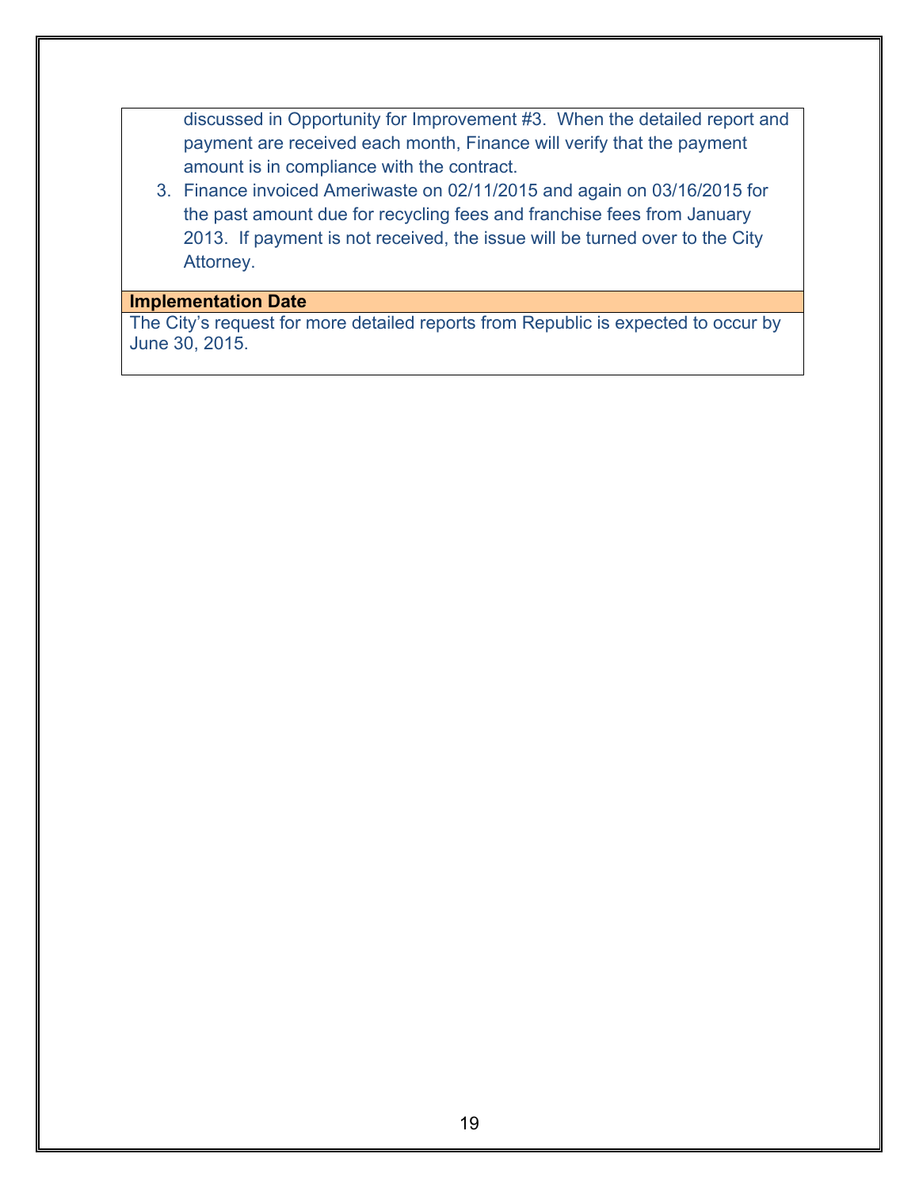discussed in Opportunity for Improvement #3. When the detailed report and payment are received each month, Finance will verify that the payment amount is in compliance with the contract.

3. Finance invoiced Ameriwaste on 02/11/2015 and again on 03/16/2015 for the past amount due for recycling fees and franchise fees from January 2013. If payment is not received, the issue will be turned over to the City Attorney.

**Implementation Date**

The City's request for more detailed reports from Republic is expected to occur by June 30, 2015.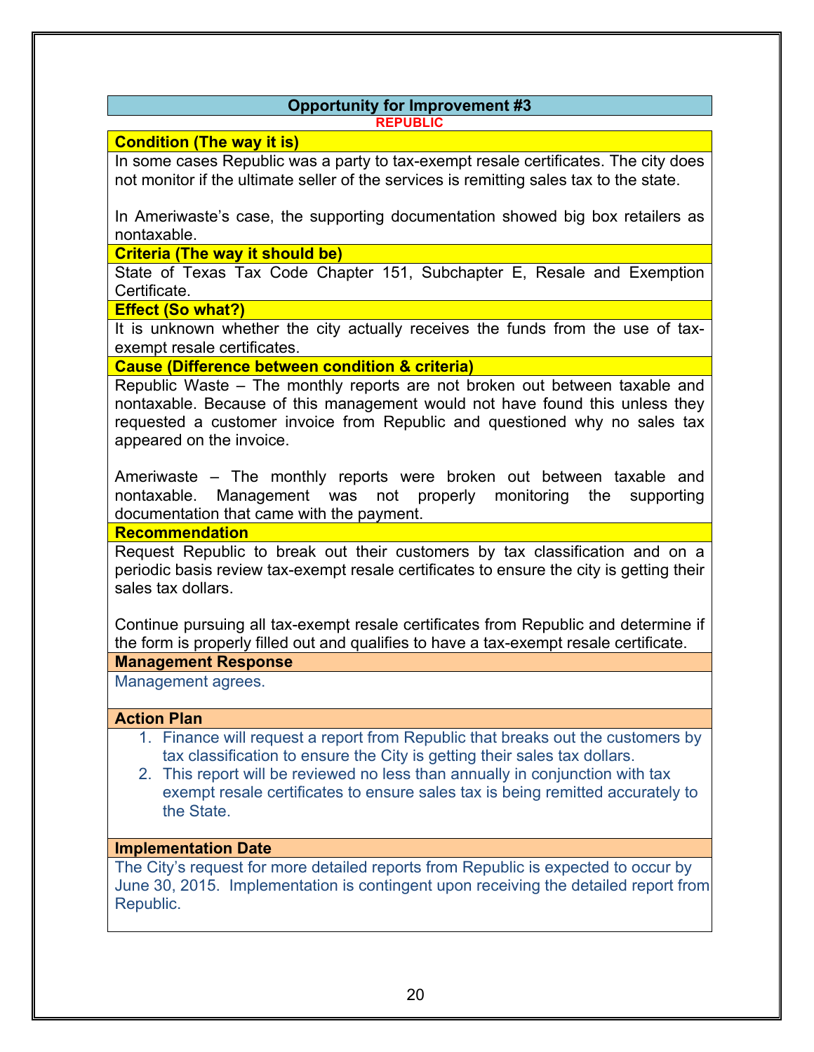## Opportunity for Improvement #3

**REPUBLIC**

### Condition (The way it is)

In some cases Republic was a party to tax-exempt resale certificates. The city does not monitor if the ultimate seller of the services is remitting sales tax to the state.

In Ameriwaste's case, the supporting documentation showed big box retailers as nontaxable.

### Criteria (The way it should be)

State of Texas Tax Code Chapter 151, Subchapter E, Resale and Exemption Certificate.

### Effect (So what?)

It is unknown whether the city actually receives the funds from the use of tax-exempt resale certificates.

### Cause (Difference between condition & criteria)

Republic Waste – The monthly reports are not broken out between taxable and nontaxable. Because of this management would not have found this unless they requested a customer invoice from Republic and questioned why no sales tax appeared on the invoice.

Ameriwaste – The monthly reports were broken out between taxable and nontaxable. Management was not properly monitoring the supporting documentation that came with the payment.

### Recommendation

Request Republic to break out their customers by tax classification and on a periodic basis review tax-exempt resale certificates to ensure the city is getting their sales tax dollars.

Continue pursuing all tax-exempt resale certificates from Republic and determine if the form is properly filled out and qualifies to have a tax-exempt resale certificate.

### Management Response

Management agrees.

### Action Plan

1. Finance will request a report from Republic that breaks out the customers by tax classification to ensure the City is getting their sales tax dollars.
2. This report will be reviewed no less than annually in conjunction with tax exempt resale certificates to ensure sales tax is being remitted accurately to the State.

### Implementation Date

The City's request for more detailed reports from Republic is expected to occur by June 30, 2015. Implementation is contingent upon receiving the detailed report from Republic.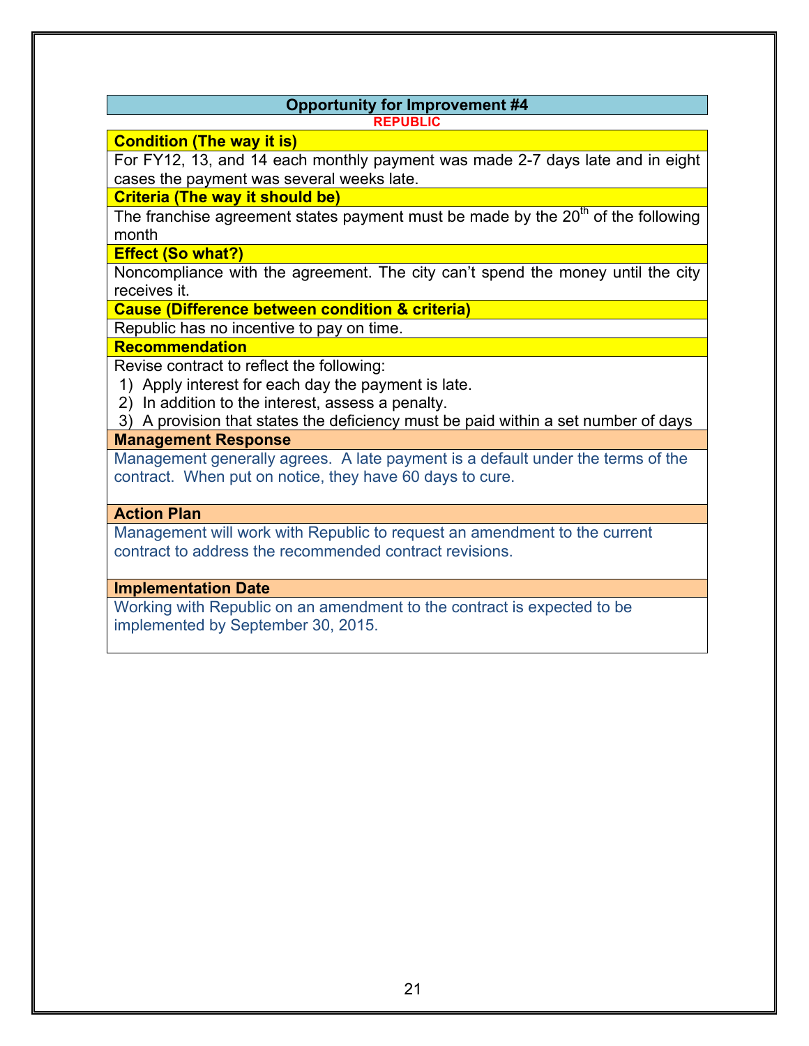## Opportunity for Improvement #4

**REPUBLIC**

### Condition (The way it is)

For FY12, 13, and 14 each monthly payment was made 2-7 days late and in eight cases the payment was several weeks late.

### Criteria (The way it should be)

The franchise agreement states payment must be made by the 20th of the following month

### Effect (So what?)

Noncompliance with the agreement. The city can't spend the money until the city receives it.

### Cause (Difference between condition & criteria)

Republic has no incentive to pay on time.

### Recommendation

Revise contract to reflect the following:

1) Apply interest for each day the payment is late.
2) In addition to the interest, assess a penalty.
3) A provision that states the deficiency must be paid within a set number of days

### Management Response

Management generally agrees. A late payment is a default under the terms of the contract. When put on notice, they have 60 days to cure.

### Action Plan

Management will work with Republic to request an amendment to the current contract to address the recommended contract revisions.

### Implementation Date

Working with Republic on an amendment to the contract is expected to be implemented by September 30, 2015.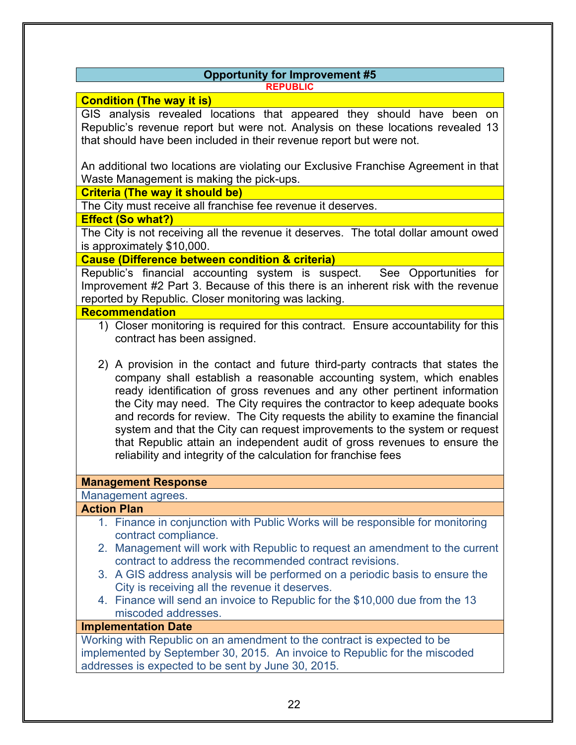## Opportunity for Improvement #5

**REPUBLIC**

### Condition (The way it is)

GIS analysis revealed locations that appeared they should have been on Republic's revenue report but were not. Analysis on these locations revealed 13 that should have been included in their revenue report but were not.

An additional two locations are violating our Exclusive Franchise Agreement in that Waste Management is making the pick-ups.

### Criteria (The way it should be)

The City must receive all franchise fee revenue it deserves.

### Effect (So what?)

The City is not receiving all the revenue it deserves. The total dollar amount owed is approximately $10,000.

### Cause (Difference between condition & criteria)

Republic's financial accounting system is suspect. See Opportunities for Improvement #2 Part 3. Because of this there is an inherent risk with the revenue reported by Republic. Closer monitoring was lacking.

### Recommendation

1) Closer monitoring is required for this contract. Ensure accountability for this contract has been assigned.

2) A provision in the contact and future third-party contracts that states the company shall establish a reasonable accounting system, which enables ready identification of gross revenues and any other pertinent information the City may need. The City requires the contractor to keep adequate books and records for review. The City requests the ability to examine the financial system and that the City can request improvements to the system or request that Republic attain an independent audit of gross revenues to ensure the reliability and integrity of the calculation for franchise fees

### Management Response

Management agrees.

### Action Plan

1. Finance in conjunction with Public Works will be responsible for monitoring contract compliance.
2. Management will work with Republic to request an amendment to the current contract to address the recommended contract revisions.
3. A GIS address analysis will be performed on a periodic basis to ensure the City is receiving all the revenue it deserves.
4. Finance will send an invoice to Republic for the $10,000 due from the 13 miscoded addresses.

### Implementation Date

Working with Republic on an amendment to the contract is expected to be implemented by September 30, 2015. An invoice to Republic for the miscoded addresses is expected to be sent by June 30, 2015.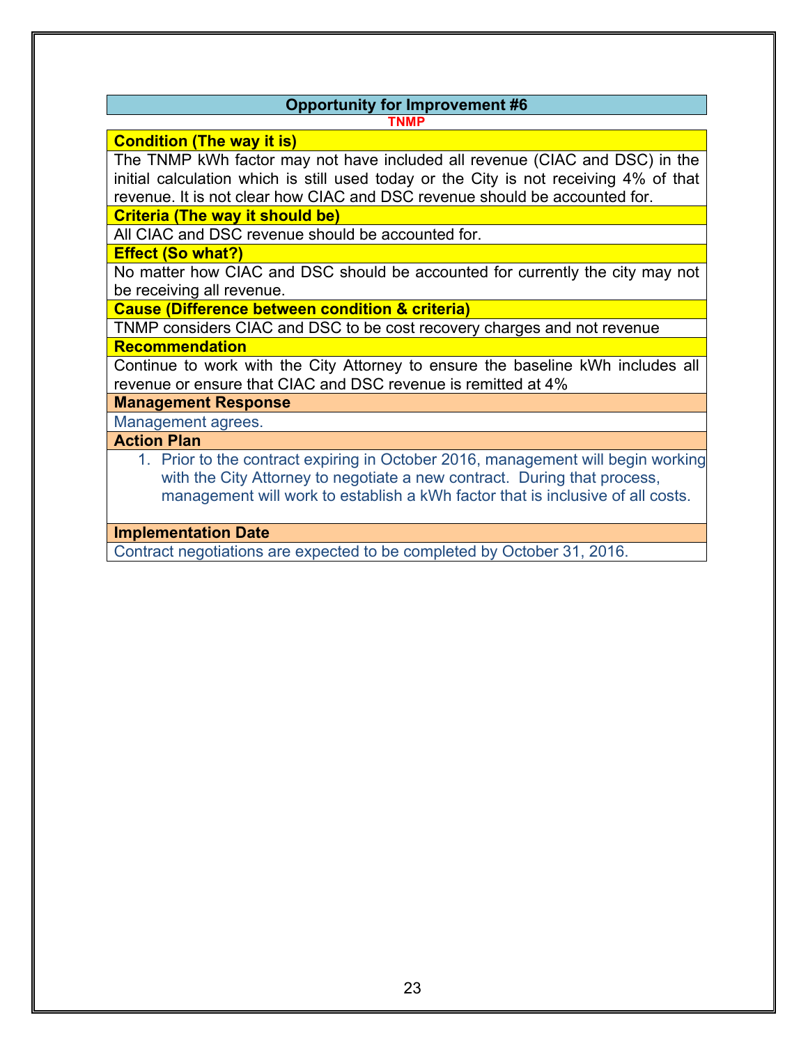## Opportunity for Improvement #6

**TNMP**

**Condition (The way it is)**

The TNMP kWh factor may not have included all revenue (CIAC and DSC) in the initial calculation which is still used today or the City is not receiving 4% of that revenue. It is not clear how CIAC and DSC revenue should be accounted for.

**Criteria (The way it should be)**

All CIAC and DSC revenue should be accounted for.

**Effect (So what?)**

No matter how CIAC and DSC should be accounted for currently the city may not be receiving all revenue.

**Cause (Difference between condition & criteria)**

TNMP considers CIAC and DSC to be cost recovery charges and not revenue

**Recommendation**

Continue to work with the City Attorney to ensure the baseline kWh includes all revenue or ensure that CIAC and DSC revenue is remitted at 4%

**Management Response**

Management agrees.

**Action Plan**

1. Prior to the contract expiring in October 2016, management will begin working with the City Attorney to negotiate a new contract. During that process, management will work to establish a kWh factor that is inclusive of all costs.

**Implementation Date**

Contract negotiations are expected to be completed by October 31, 2016.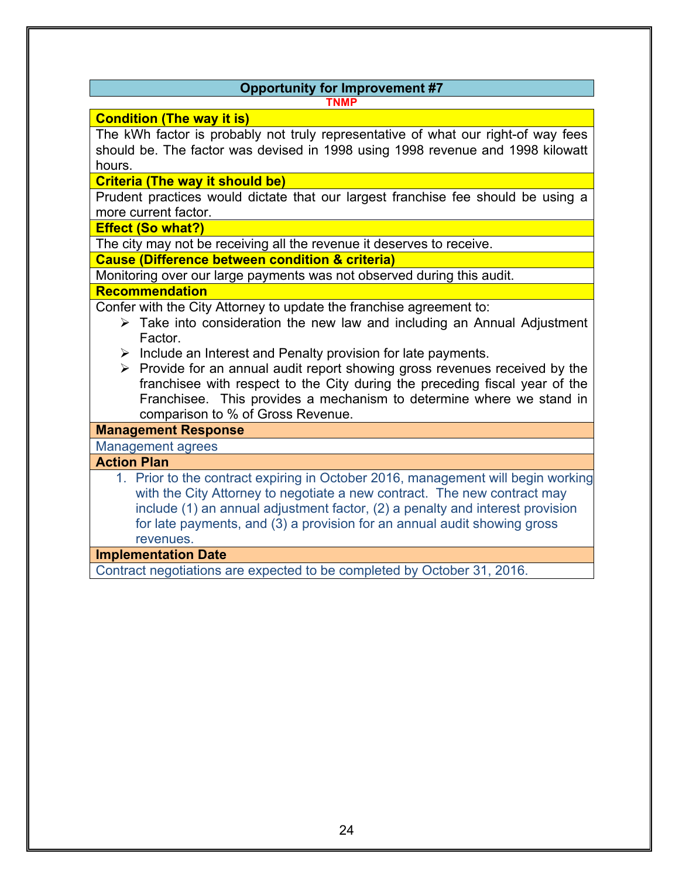## Opportunity for Improvement #7

**TNMP**

**Condition (The way it is)**

The kWh factor is probably not truly representative of what our right-of way fees should be. The factor was devised in 1998 using 1998 revenue and 1998 kilowatt hours.

**Criteria (The way it should be)**

Prudent practices would dictate that our largest franchise fee should be using a more current factor.

**Effect (So what?)**

The city may not be receiving all the revenue it deserves to receive.

**Cause (Difference between condition & criteria)**

Monitoring over our large payments was not observed during this audit.

**Recommendation**

Confer with the City Attorney to update the franchise agreement to:

- Take into consideration the new law and including an Annual Adjustment Factor.
- Include an Interest and Penalty provision for late payments.
- Provide for an annual audit report showing gross revenues received by the franchisee with respect to the City during the preceding fiscal year of the Franchisee. This provides a mechanism to determine where we stand in comparison to % of Gross Revenue.

**Management Response**

Management agrees

**Action Plan**

1. Prior to the contract expiring in October 2016, management will begin working with the City Attorney to negotiate a new contract. The new contract may include (1) an annual adjustment factor, (2) a penalty and interest provision for late payments, and (3) a provision for an annual audit showing gross revenues.

**Implementation Date**

Contract negotiations are expected to be completed by October 31, 2016.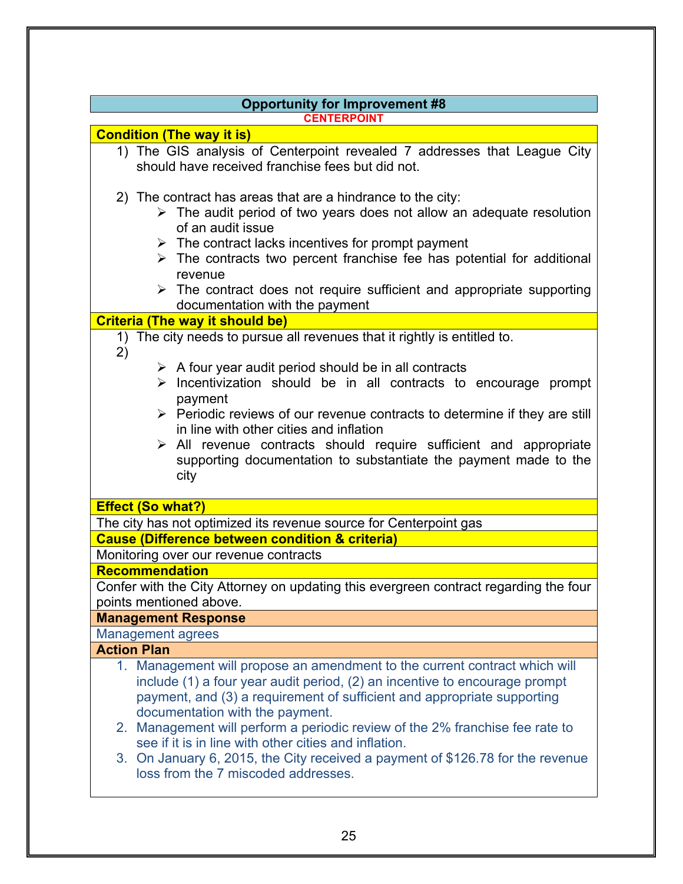## Opportunity for Improvement #8

**CENTERPOINT**

**Condition (The way it is)**

1) The GIS analysis of Centerpoint revealed 7 addresses that League City should have received franchise fees but did not.

2) The contract has areas that are a hindrance to the city:
   - The audit period of two years does not allow an adequate resolution of an audit issue
   - The contract lacks incentives for prompt payment
   - The contracts two percent franchise fee has potential for additional revenue
   - The contract does not require sufficient and appropriate supporting documentation with the payment

**Criteria (The way it should be)**

1) The city needs to pursue all revenues that it rightly is entitled to.
2)
   - A four year audit period should be in all contracts
   - Incentivization should be in all contracts to encourage prompt payment
   - Periodic reviews of our revenue contracts to determine if they are still in line with other cities and inflation
   - All revenue contracts should require sufficient and appropriate supporting documentation to substantiate the payment made to the city

**Effect (So what?)**

The city has not optimized its revenue source for Centerpoint gas

**Cause (Difference between condition & criteria)**

Monitoring over our revenue contracts

**Recommendation**

Confer with the City Attorney on updating this evergreen contract regarding the four points mentioned above.

**Management Response**

Management agrees

**Action Plan**

1. Management will propose an amendment to the current contract which will include (1) a four year audit period, (2) an incentive to encourage prompt payment, and (3) a requirement of sufficient and appropriate supporting documentation with the payment.
2. Management will perform a periodic review of the 2% franchise fee rate to see if it is in line with other cities and inflation.
3. On January 6, 2015, the City received a payment of $126.78 for the revenue loss from the 7 miscoded addresses.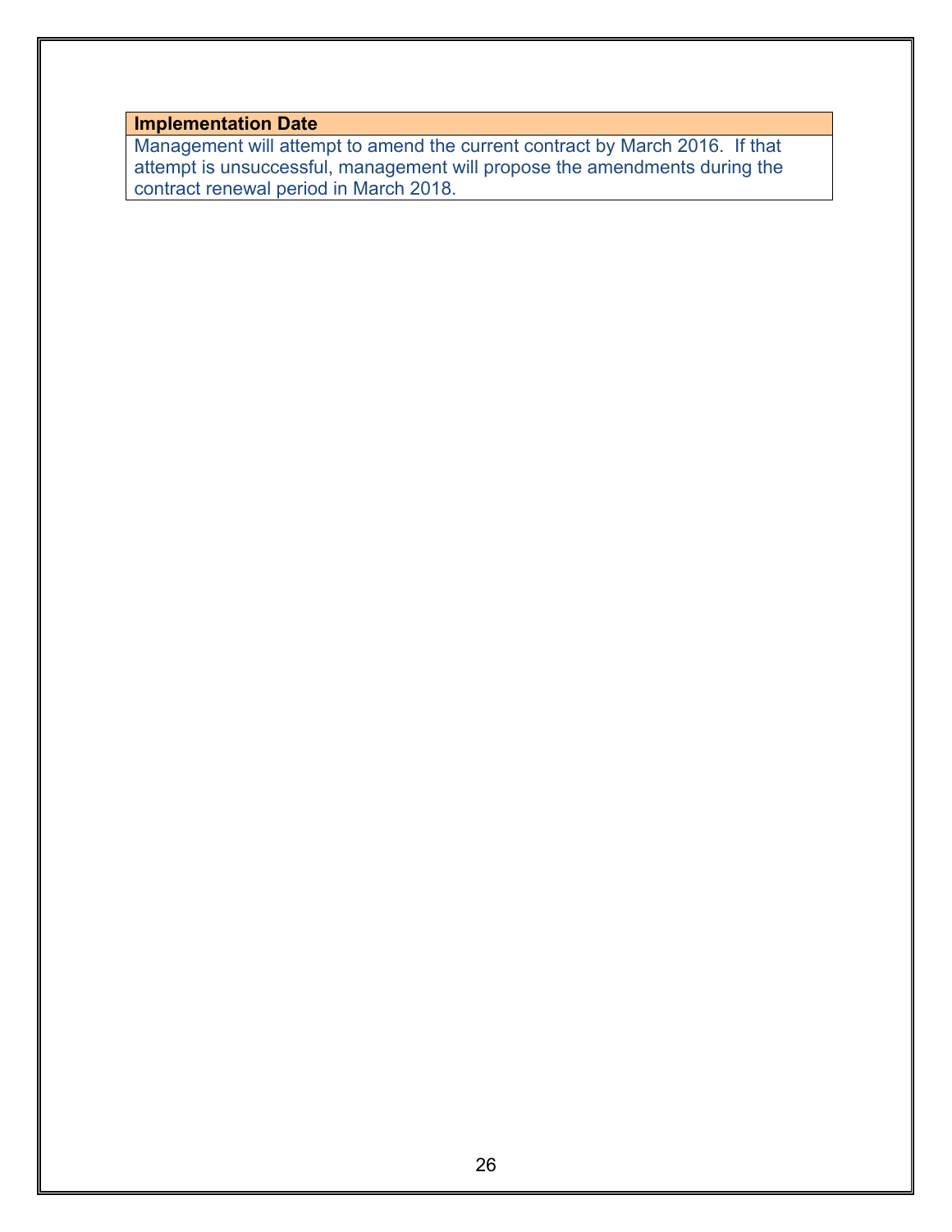| Implementation Date |
| --- |
| Management will attempt to amend the current contract by March 2016. If that attempt is unsuccessful, management will propose the amendments during the contract renewal period in March 2018. |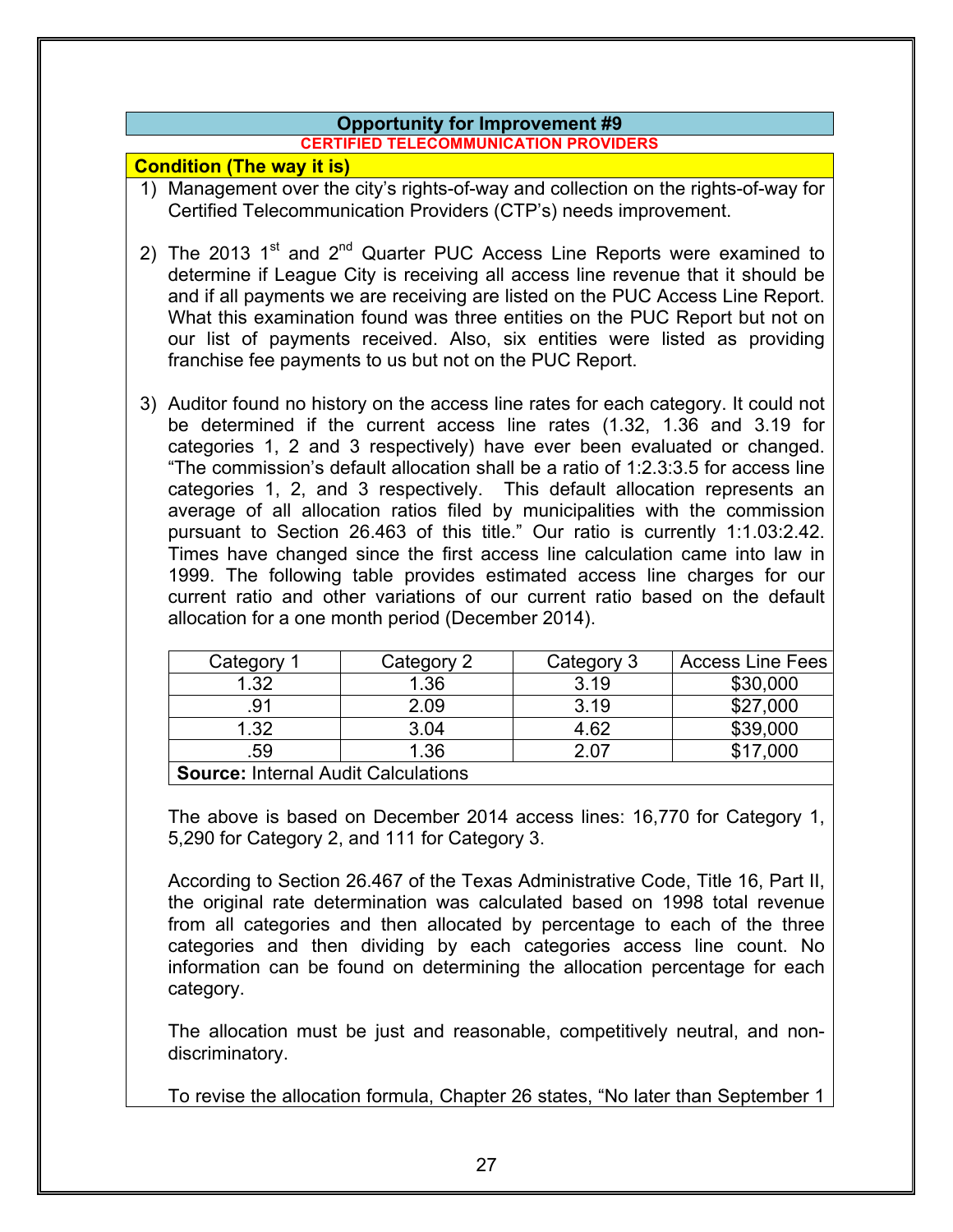## Opportunity for Improvement #9

**CERTIFIED TELECOMMUNICATION PROVIDERS**

**Condition (The way it is)**

1) Management over the city's rights-of-way and collection on the rights-of-way for Certified Telecommunication Providers (CTP's) needs improvement.

2) The 2013 1st and 2nd Quarter PUC Access Line Reports were examined to determine if League City is receiving all access line revenue that it should be and if all payments we are receiving are listed on the PUC Access Line Report. What this examination found was three entities on the PUC Report but not on our list of payments received. Also, six entities were listed as providing franchise fee payments to us but not on the PUC Report.

3) Auditor found no history on the access line rates for each category. It could not be determined if the current access line rates (1.32, 1.36 and 3.19 for categories 1, 2 and 3 respectively) have ever been evaluated or changed. "The commission's default allocation shall be a ratio of 1:2.3:3.5 for access line categories 1, 2, and 3 respectively. This default allocation represents an average of all allocation ratios filed by municipalities with the commission pursuant to Section 26.463 of this title." Our ratio is currently 1:1.03:2.42. Times have changed since the first access line calculation came into law in 1999. The following table provides estimated access line charges for our current ratio and other variations of our current ratio based on the default allocation for a one month period (December 2014).

| Category 1 | Category 2 | Category 3 | Access Line Fees |
|---|---|---|---|
| 1.32 | 1.36 | 3.19 | $30,000 |
| .91 | 2.09 | 3.19 | $27,000 |
| 1.32 | 3.04 | 4.62 | $39,000 |
| .59 | 1.36 | 2.07 | $17,000 |

**Source:** Internal Audit Calculations

The above is based on December 2014 access lines: 16,770 for Category 1, 5,290 for Category 2, and 111 for Category 3.

According to Section 26.467 of the Texas Administrative Code, Title 16, Part II, the original rate determination was calculated based on 1998 total revenue from all categories and then allocated by percentage to each of the three categories and then dividing by each categories access line count. No information can be found on determining the allocation percentage for each category.

The allocation must be just and reasonable, competitively neutral, and non-discriminatory.

To revise the allocation formula, Chapter 26 states, "No later than September 1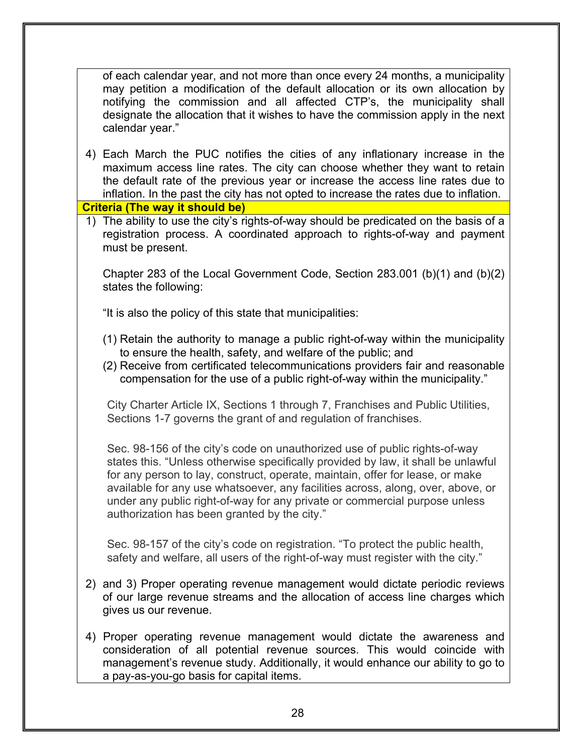of each calendar year, and not more than once every 24 months, a municipality may petition a modification of the default allocation or its own allocation by notifying the commission and all affected CTP's, the municipality shall designate the allocation that it wishes to have the commission apply in the next calendar year."

4) Each March the PUC notifies the cities of any inflationary increase in the maximum access line rates. The city can choose whether they want to retain the default rate of the previous year or increase the access line rates due to inflation. In the past the city has not opted to increase the rates due to inflation.

**Criteria (The way it should be)**

1) The ability to use the city's rights-of-way should be predicated on the basis of a registration process. A coordinated approach to rights-of-way and payment must be present.

   Chapter 283 of the Local Government Code, Section 283.001 (b)(1) and (b)(2) states the following:

   "It is also the policy of this state that municipalities:

   (1) Retain the authority to manage a public right-of-way within the municipality to ensure the health, safety, and welfare of the public; and
   (2) Receive from certificated telecommunications providers fair and reasonable compensation for the use of a public right-of-way within the municipality."

   City Charter Article IX, Sections 1 through 7, Franchises and Public Utilities, Sections 1-7 governs the grant of and regulation of franchises.

   Sec. 98-156 of the city's code on unauthorized use of public rights-of-way states this. "Unless otherwise specifically provided by law, it shall be unlawful for any person to lay, construct, operate, maintain, offer for lease, or make available for any use whatsoever, any facilities across, along, over, above, or under any public right-of-way for any private or commercial purpose unless authorization has been granted by the city."

   Sec. 98-157 of the city's code on registration. "To protect the public health, safety and welfare, all users of the right-of-way must register with the city."

2) and 3) Proper operating revenue management would dictate periodic reviews of our large revenue streams and the allocation of access line charges which gives us our revenue.

4) Proper operating revenue management would dictate the awareness and consideration of all potential revenue sources. This would coincide with management's revenue study. Additionally, it would enhance our ability to go to a pay-as-you-go basis for capital items.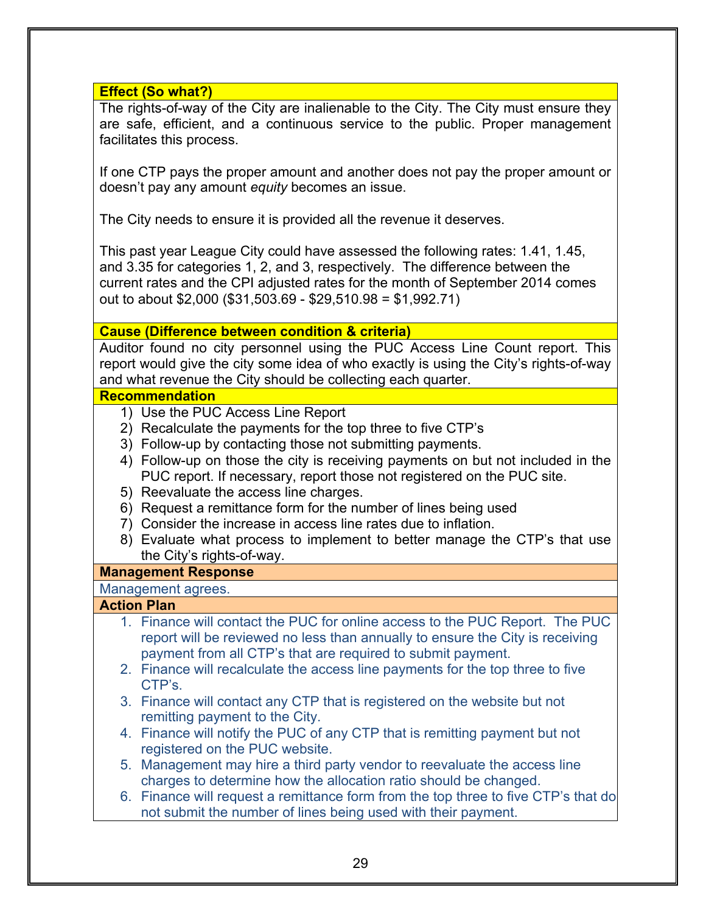**Effect (So what?)**

The rights-of-way of the City are inalienable to the City. The City must ensure they are safe, efficient, and a continuous service to the public. Proper management facilitates this process.

If one CTP pays the proper amount and another does not pay the proper amount or doesn't pay any amount *equity* becomes an issue.

The City needs to ensure it is provided all the revenue it deserves.

This past year League City could have assessed the following rates: 1.41, 1.45, and 3.35 for categories 1, 2, and 3, respectively. The difference between the current rates and the CPI adjusted rates for the month of September 2014 comes out to about $2,000 ($31,503.69 - $29,510.98 = $1,992.71)

**Cause (Difference between condition & criteria)**

Auditor found no city personnel using the PUC Access Line Count report. This report would give the city some idea of who exactly is using the City's rights-of-way and what revenue the City should be collecting each quarter.

**Recommendation**

1) Use the PUC Access Line Report
2) Recalculate the payments for the top three to five CTP's
3) Follow-up by contacting those not submitting payments.
4) Follow-up on those the city is receiving payments on but not included in the PUC report. If necessary, report those not registered on the PUC site.
5) Reevaluate the access line charges.
6) Request a remittance form for the number of lines being used
7) Consider the increase in access line rates due to inflation.
8) Evaluate what process to implement to better manage the CTP's that use the City's rights-of-way.

**Management Response**

Management agrees.

**Action Plan**

1. Finance will contact the PUC for online access to the PUC Report. The PUC report will be reviewed no less than annually to ensure the City is receiving payment from all CTP's that are required to submit payment.
2. Finance will recalculate the access line payments for the top three to five CTP's.
3. Finance will contact any CTP that is registered on the website but not remitting payment to the City.
4. Finance will notify the PUC of any CTP that is remitting payment but not registered on the PUC website.
5. Management may hire a third party vendor to reevaluate the access line charges to determine how the allocation ratio should be changed.
6. Finance will request a remittance form from the top three to five CTP's that do not submit the number of lines being used with their payment.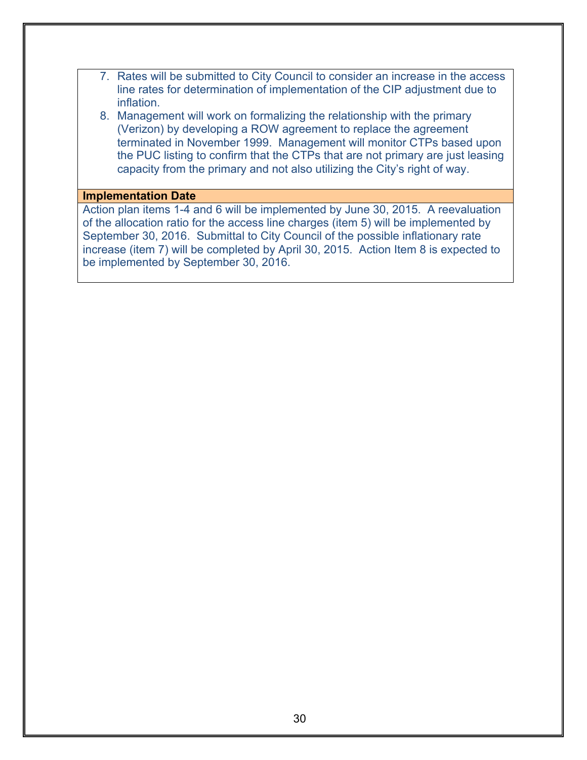7. Rates will be submitted to City Council to consider an increase in the access line rates for determination of implementation of the CIP adjustment due to inflation.
8. Management will work on formalizing the relationship with the primary (Verizon) by developing a ROW agreement to replace the agreement terminated in November 1999. Management will monitor CTPs based upon the PUC listing to confirm that the CTPs that are not primary are just leasing capacity from the primary and not also utilizing the City's right of way.

**Implementation Date**

Action plan items 1-4 and 6 will be implemented by June 30, 2015. A reevaluation of the allocation ratio for the access line charges (item 5) will be implemented by September 30, 2016. Submittal to City Council of the possible inflationary rate increase (item 7) will be completed by April 30, 2015. Action Item 8 is expected to be implemented by September 30, 2016.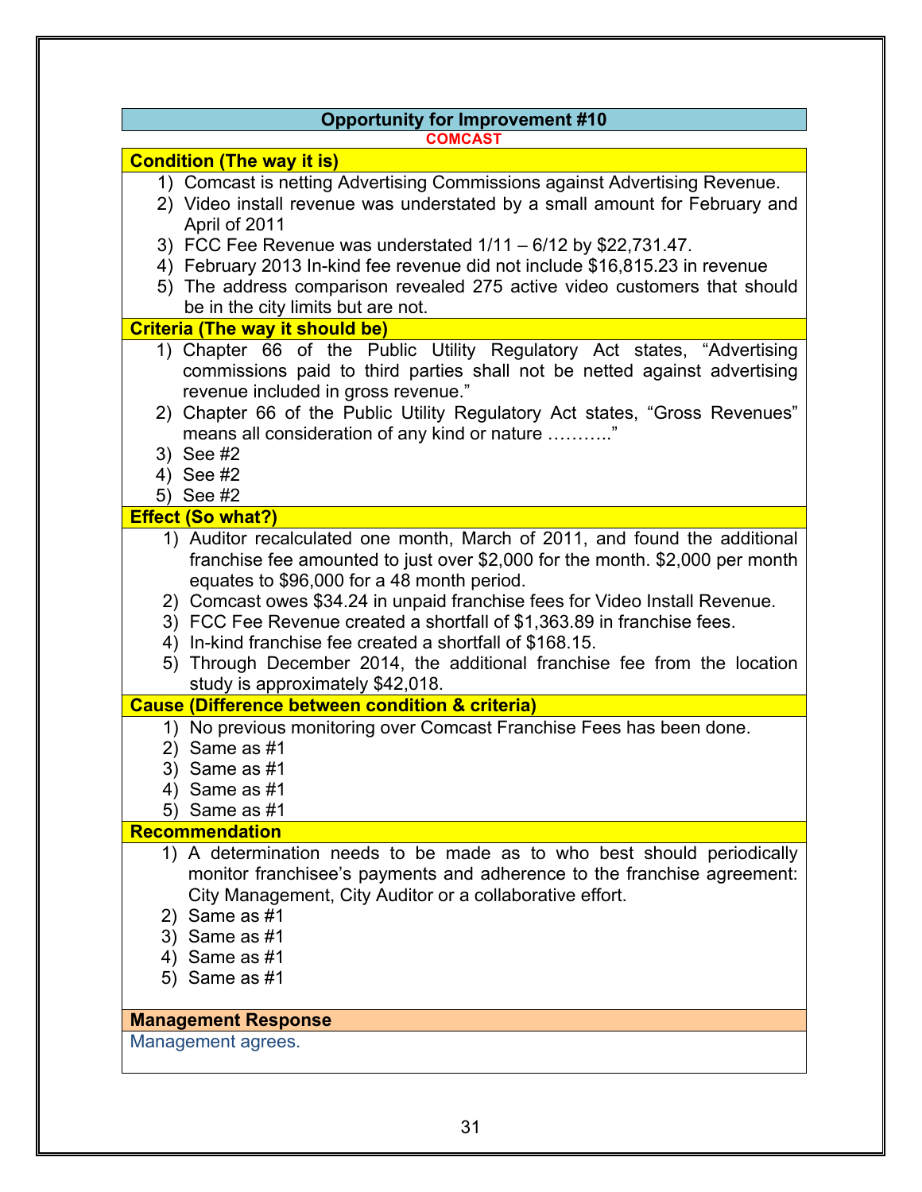## Opportunity for Improvement #10

**COMCAST**

### Condition (The way it is)

1) Comcast is netting Advertising Commissions against Advertising Revenue.
2) Video install revenue was understated by a small amount for February and April of 2011
3) FCC Fee Revenue was understated 1/11 – 6/12 by $22,731.47.
4) February 2013 In-kind fee revenue did not include $16,815.23 in revenue
5) The address comparison revealed 275 active video customers that should be in the city limits but are not.

### Criteria (The way it should be)

1) Chapter 66 of the Public Utility Regulatory Act states, "Advertising commissions paid to third parties shall not be netted against advertising revenue included in gross revenue."
2) Chapter 66 of the Public Utility Regulatory Act states, "Gross Revenues" means all consideration of any kind or nature ……….."
3) See #2
4) See #2
5) See #2

### Effect (So what?)

1) Auditor recalculated one month, March of 2011, and found the additional franchise fee amounted to just over $2,000 for the month. $2,000 per month equates to $96,000 for a 48 month period.
2) Comcast owes $34.24 in unpaid franchise fees for Video Install Revenue.
3) FCC Fee Revenue created a shortfall of $1,363.89 in franchise fees.
4) In-kind franchise fee created a shortfall of $168.15.
5) Through December 2014, the additional franchise fee from the location study is approximately $42,018.

### Cause (Difference between condition & criteria)

1) No previous monitoring over Comcast Franchise Fees has been done.
2) Same as #1
3) Same as #1
4) Same as #1
5) Same as #1

### Recommendation

1) A determination needs to be made as to who best should periodically monitor franchisee's payments and adherence to the franchise agreement: City Management, City Auditor or a collaborative effort.
2) Same as #1
3) Same as #1
4) Same as #1
5) Same as #1

### Management Response

Management agrees.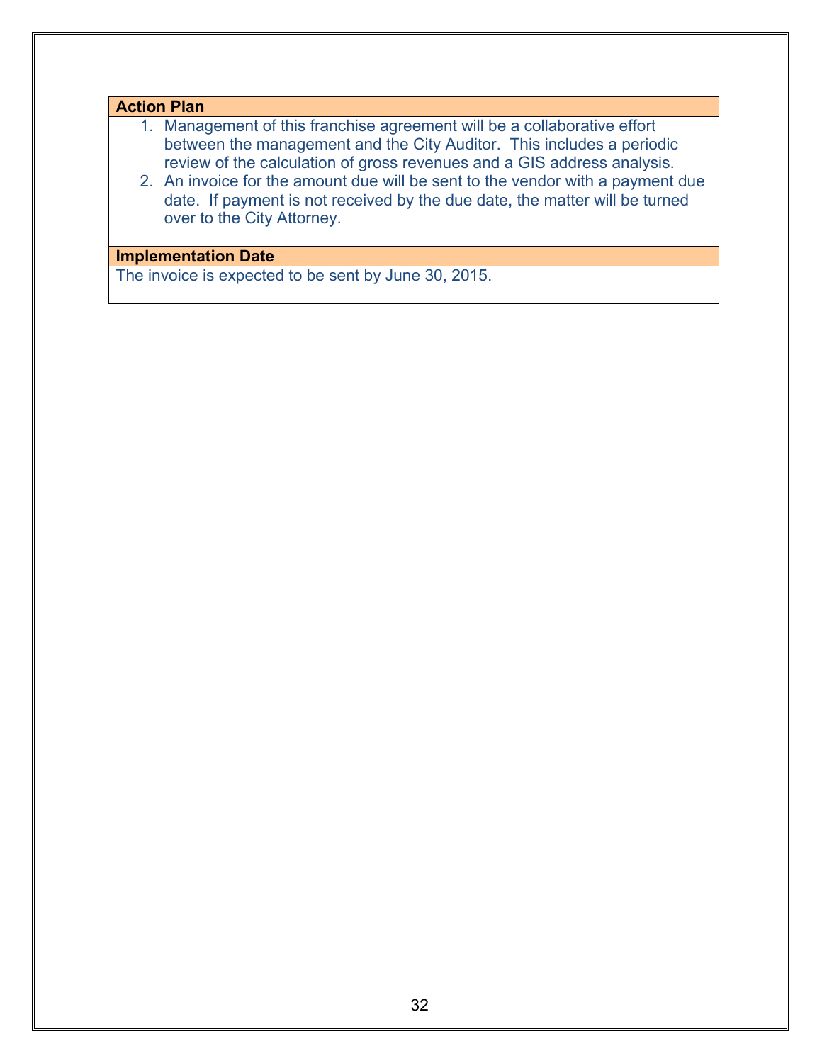**Action Plan**

1. Management of this franchise agreement will be a collaborative effort between the management and the City Auditor. This includes a periodic review of the calculation of gross revenues and a GIS address analysis.
2. An invoice for the amount due will be sent to the vendor with a payment due date. If payment is not received by the due date, the matter will be turned over to the City Attorney.

**Implementation Date**

The invoice is expected to be sent by June 30, 2015.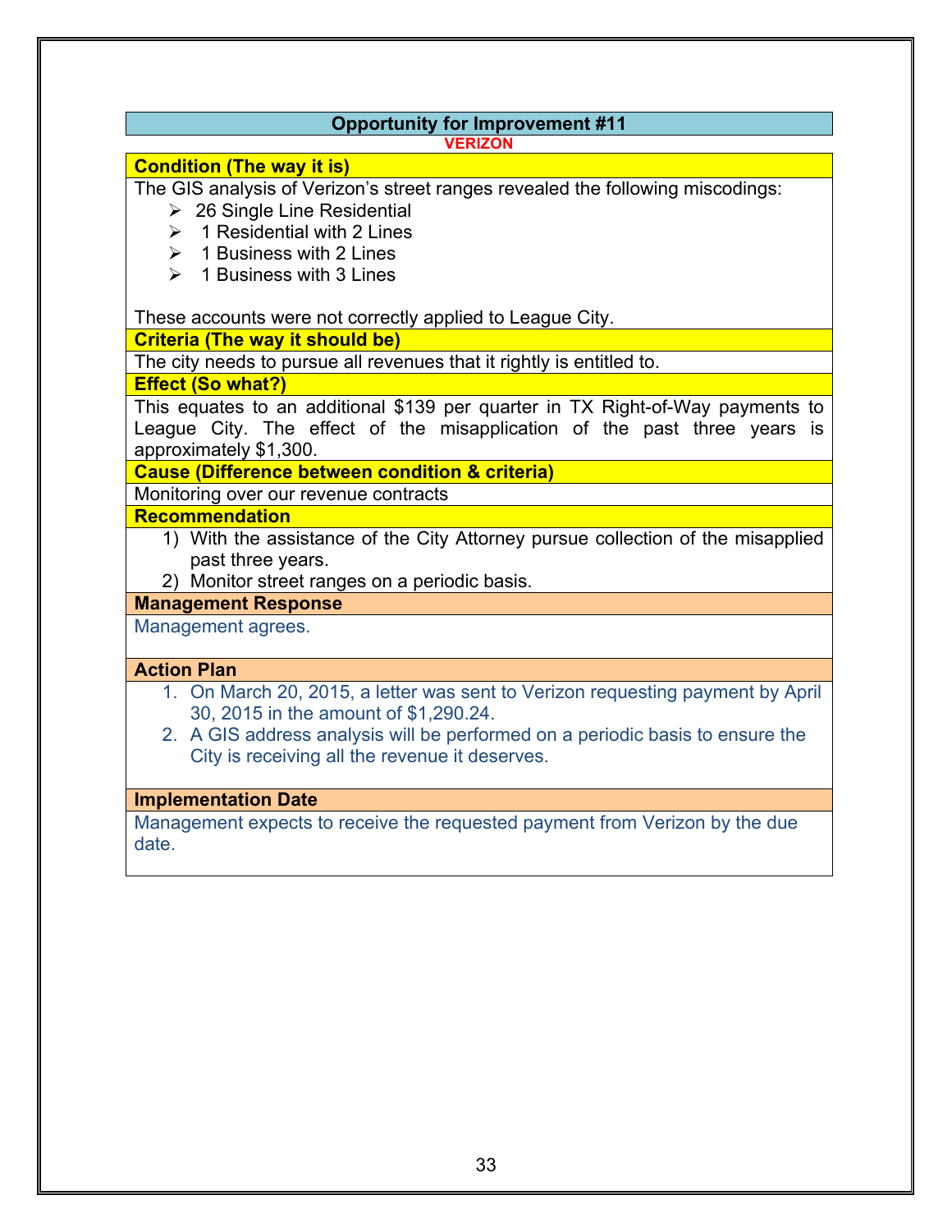## Opportunity for Improvement #11

**VERIZON**

**Condition (The way it is)**

The GIS analysis of Verizon's street ranges revealed the following miscodings:

- 26 Single Line Residential
- 1 Residential with 2 Lines
- 1 Business with 2 Lines
- 1 Business with 3 Lines

These accounts were not correctly applied to League City.

**Criteria (The way it should be)**

The city needs to pursue all revenues that it rightly is entitled to.

**Effect (So what?)**

This equates to an additional $139 per quarter in TX Right-of-Way payments to League City. The effect of the misapplication of the past three years is approximately $1,300.

**Cause (Difference between condition & criteria)**

Monitoring over our revenue contracts

**Recommendation**

1) With the assistance of the City Attorney pursue collection of the misapplied past three years.
2) Monitor street ranges on a periodic basis.

**Management Response**

Management agrees.

**Action Plan**

1. On March 20, 2015, a letter was sent to Verizon requesting payment by April 30, 2015 in the amount of $1,290.24.
2. A GIS address analysis will be performed on a periodic basis to ensure the City is receiving all the revenue it deserves.

**Implementation Date**

Management expects to receive the requested payment from Verizon by the due date.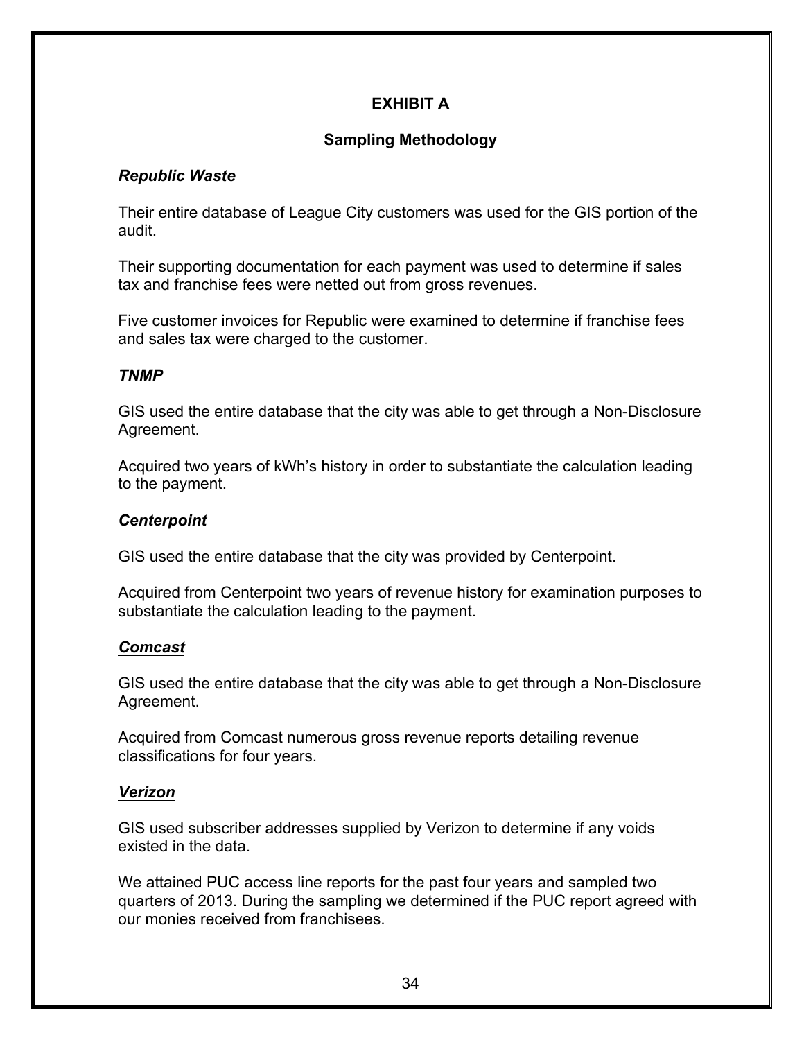# EXHIBIT A

## Sampling Methodology

***Republic Waste***

Their entire database of League City customers was used for the GIS portion of the audit.

Their supporting documentation for each payment was used to determine if sales tax and franchise fees were netted out from gross revenues.

Five customer invoices for Republic were examined to determine if franchise fees and sales tax were charged to the customer.

***TNMP***

GIS used the entire database that the city was able to get through a Non-Disclosure Agreement.

Acquired two years of kWh's history in order to substantiate the calculation leading to the payment.

***Centerpoint***

GIS used the entire database that the city was provided by Centerpoint.

Acquired from Centerpoint two years of revenue history for examination purposes to substantiate the calculation leading to the payment.

***Comcast***

GIS used the entire database that the city was able to get through a Non-Disclosure Agreement.

Acquired from Comcast numerous gross revenue reports detailing revenue classifications for four years.

***Verizon***

GIS used subscriber addresses supplied by Verizon to determine if any voids existed in the data.

We attained PUC access line reports for the past four years and sampled two quarters of 2013. During the sampling we determined if the PUC report agreed with our monies received from franchisees.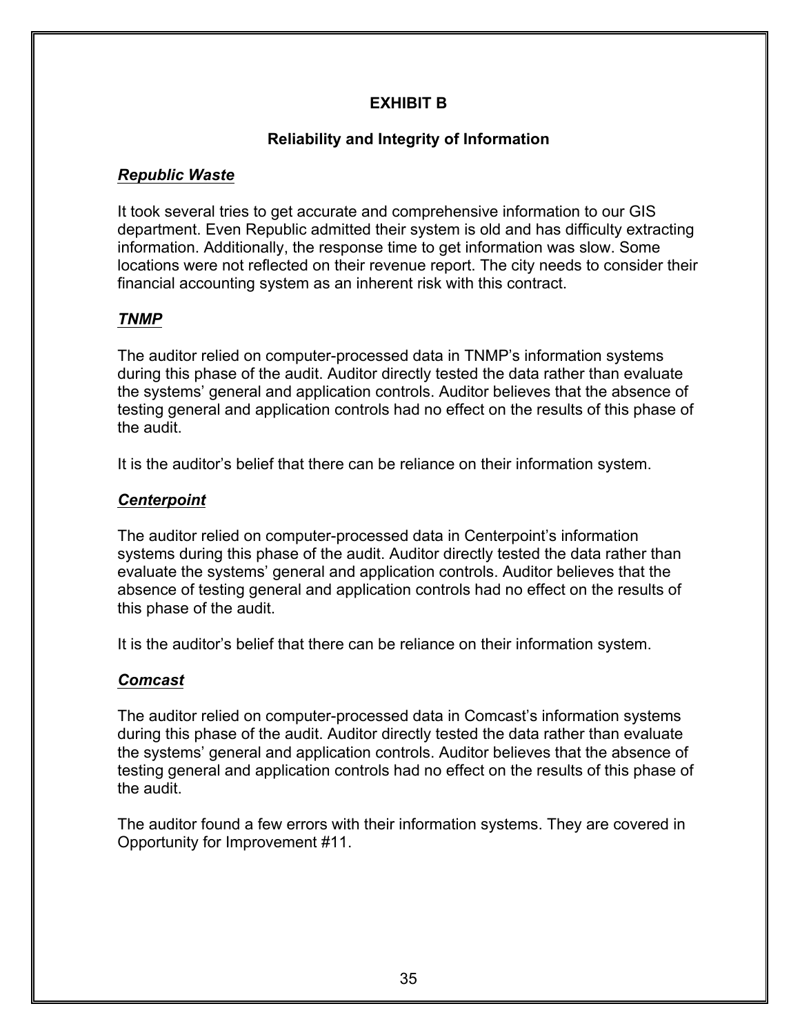## EXHIBIT B

### Reliability and Integrity of Information

***Republic Waste***

It took several tries to get accurate and comprehensive information to our GIS department. Even Republic admitted their system is old and has difficulty extracting information. Additionally, the response time to get information was slow. Some locations were not reflected on their revenue report. The city needs to consider their financial accounting system as an inherent risk with this contract.

***TNMP***

The auditor relied on computer-processed data in TNMP's information systems during this phase of the audit. Auditor directly tested the data rather than evaluate the systems' general and application controls. Auditor believes that the absence of testing general and application controls had no effect on the results of this phase of the audit.

It is the auditor's belief that there can be reliance on their information system.

***Centerpoint***

The auditor relied on computer-processed data in Centerpoint's information systems during this phase of the audit. Auditor directly tested the data rather than evaluate the systems' general and application controls. Auditor believes that the absence of testing general and application controls had no effect on the results of this phase of the audit.

It is the auditor's belief that there can be reliance on their information system.

***Comcast***

The auditor relied on computer-processed data in Comcast's information systems during this phase of the audit. Auditor directly tested the data rather than evaluate the systems' general and application controls. Auditor believes that the absence of testing general and application controls had no effect on the results of this phase of the audit.

The auditor found a few errors with their information systems. They are covered in Opportunity for Improvement #11.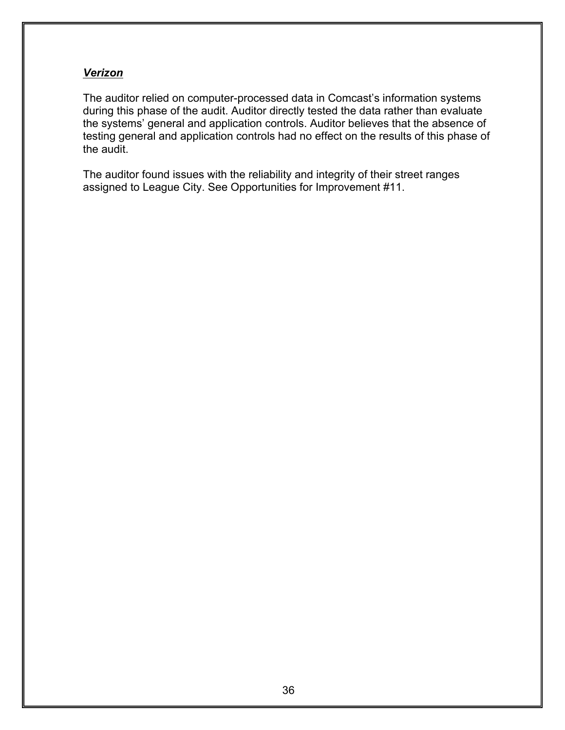***Verizon***

The auditor relied on computer-processed data in Comcast's information systems during this phase of the audit. Auditor directly tested the data rather than evaluate the systems' general and application controls. Auditor believes that the absence of testing general and application controls had no effect on the results of this phase of the audit.

The auditor found issues with the reliability and integrity of their street ranges assigned to League City. See Opportunities for Improvement #11.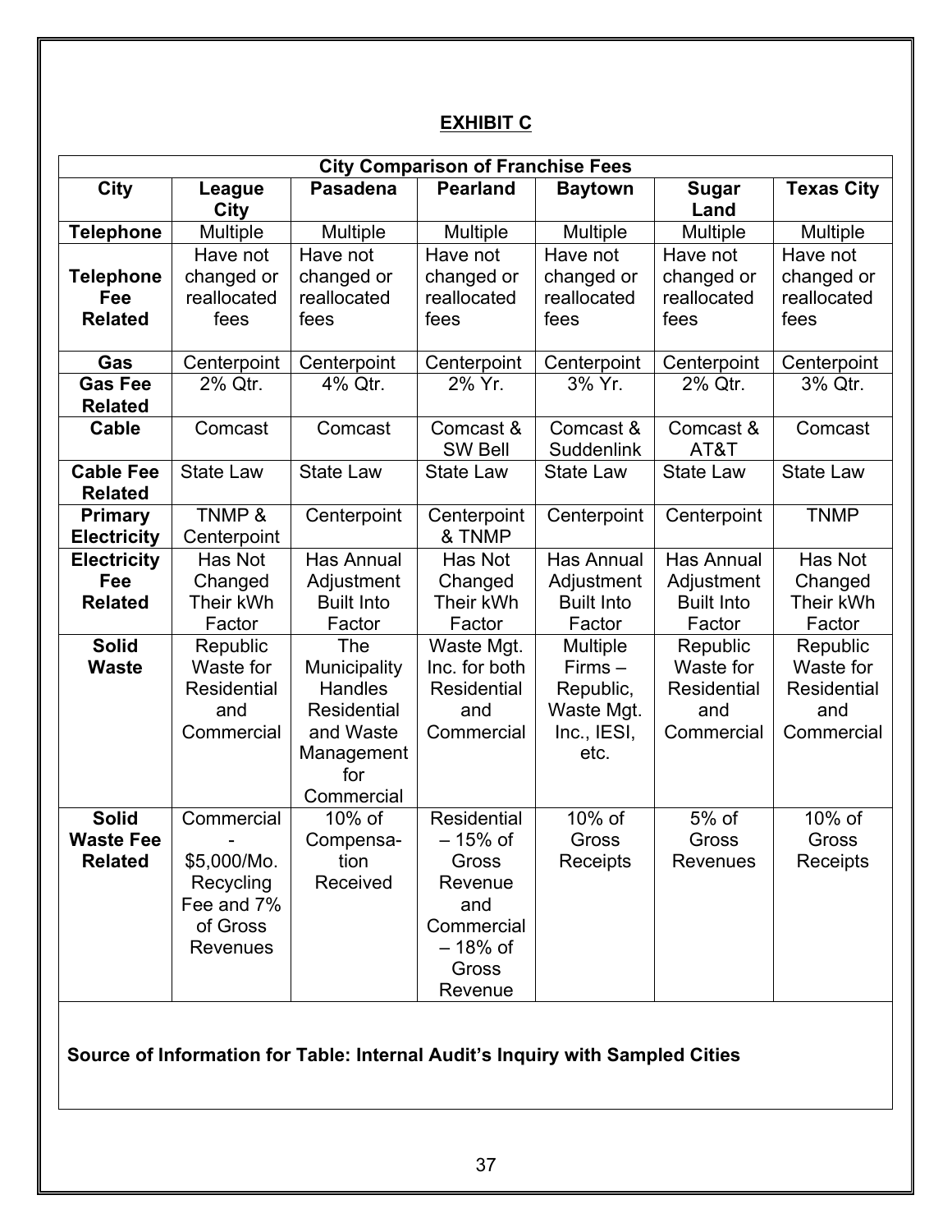## EXHIBIT C

| City Comparison of Franchise Fees | | | | | | |
|---|---|---|---|---|---|---|
| **City** | **League City** | **Pasadena** | **Pearland** | **Baytown** | **Sugar Land** | **Texas City** |
| **Telephone** | Multiple | Multiple | Multiple | Multiple | Multiple | Multiple |
| **Telephone Fee Related** | Have not changed or reallocated fees | Have not changed or reallocated fees | Have not changed or reallocated fees | Have not changed or reallocated fees | Have not changed or reallocated fees | Have not changed or reallocated fees |
| **Gas** | Centerpoint | Centerpoint | Centerpoint | Centerpoint | Centerpoint | Centerpoint |
| **Gas Fee Related** | 2% Qtr. | 4% Qtr. | 2% Yr. | 3% Yr. | 2% Qtr. | 3% Qtr. |
| **Cable** | Comcast | Comcast | Comcast & SW Bell | Comcast & Suddenlink | Comcast & AT&T | Comcast |
| **Cable Fee Related** | State Law | State Law | State Law | State Law | State Law | State Law |
| **Primary Electricity** | TNMP & Centerpoint | Centerpoint | Centerpoint & TNMP | Centerpoint | Centerpoint | TNMP |
| **Electricity Fee Related** | Has Not Changed Their kWh Factor | Has Annual Adjustment Built Into Factor | Has Not Changed Their kWh Factor | Has Annual Adjustment Built Into Factor | Has Annual Adjustment Built Into Factor | Has Not Changed Their kWh Factor |
| **Solid Waste** | Republic Waste for Residential and Commercial | The Municipality Handles Residential and Waste Management for Commercial | Waste Mgt. Inc. for both Residential and Commercial | Multiple Firms – Republic, Waste Mgt. Inc., IESI, etc. | Republic Waste for Residential and Commercial | Republic Waste for Residential and Commercial |
| **Solid Waste Fee Related** | Commercial - $5,000/Mo. Recycling Fee and 7% of Gross Revenues | 10% of Compensation Received | Residential – 15% of Gross Revenue and Commercial – 18% of Gross Revenue | 10% of Gross Receipts | 5% of Gross Revenues | 10% of Gross Receipts |

**Source of Information for Table: Internal Audit's Inquiry with Sampled Cities**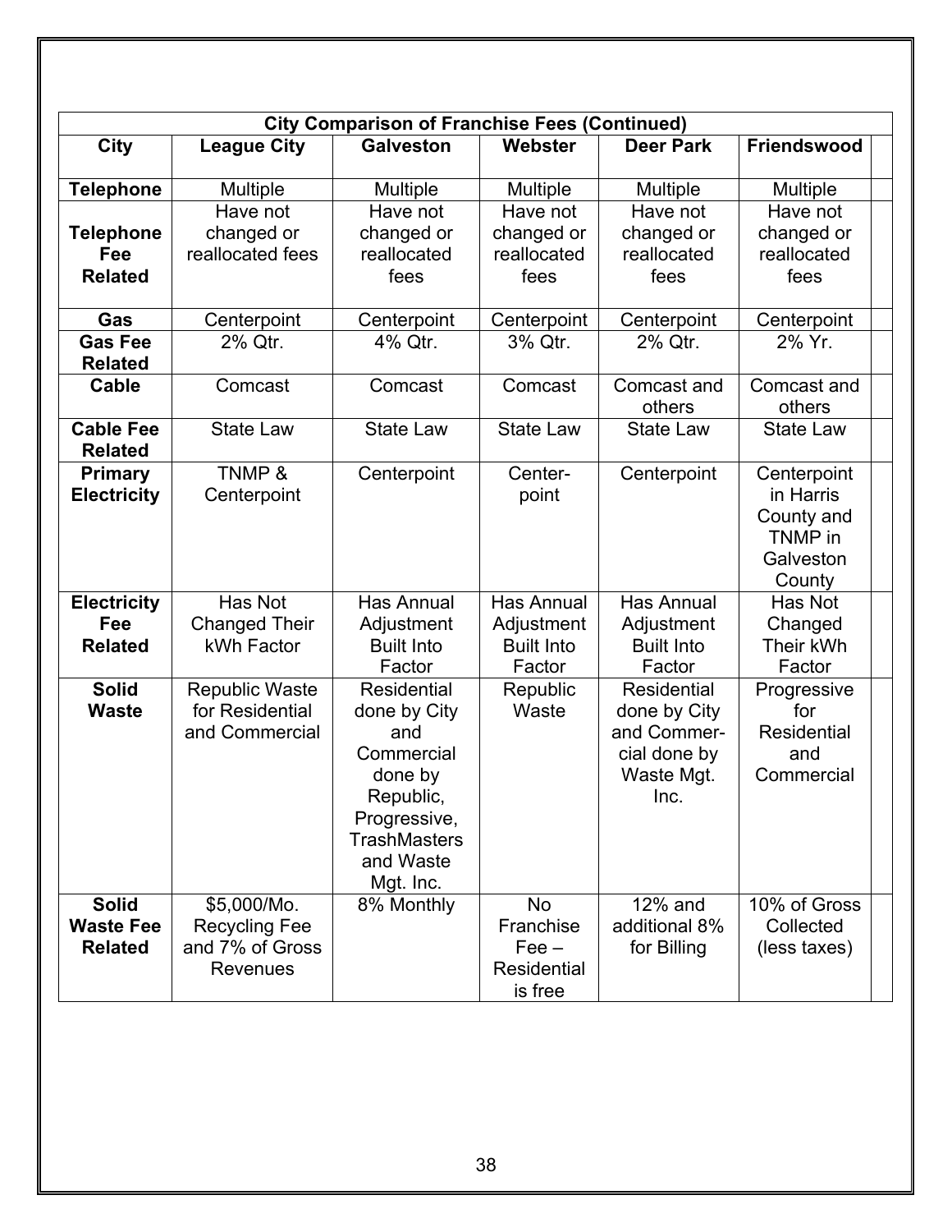| City Comparison of Franchise Fees (Continued) | | | | | | |
|---|---|---|---|---|---|---|
| **City** | **League City** | **Galveston** | **Webster** | **Deer Park** | **Friendswood** | |
| **Telephone** | Multiple | Multiple | Multiple | Multiple | Multiple | |
| **Telephone Fee Related** | Have not changed or reallocated fees | Have not changed or reallocated fees | Have not changed or reallocated fees | Have not changed or reallocated fees | Have not changed or reallocated fees | |
| **Gas** | Centerpoint | Centerpoint | Centerpoint | Centerpoint | Centerpoint | |
| **Gas Fee Related** | 2% Qtr. | 4% Qtr. | 3% Qtr. | 2% Qtr. | 2% Yr. | |
| **Cable** | Comcast | Comcast | Comcast | Comcast and others | Comcast and others | |
| **Cable Fee Related** | State Law | State Law | State Law | State Law | State Law | |
| **Primary Electricity** | TNMP & Centerpoint | Centerpoint | Center-point | Centerpoint | Centerpoint in Harris County and TNMP in Galveston County | |
| **Electricity Fee Related** | Has Not Changed Their kWh Factor | Has Annual Adjustment Built Into Factor | Has Annual Adjustment Built Into Factor | Has Annual Adjustment Built Into Factor | Has Not Changed Their kWh Factor | |
| **Solid Waste** | Republic Waste for Residential and Commercial | Residential done by City and Commercial done by Republic, Progressive, TrashMasters and Waste Mgt. Inc. | Republic Waste | Residential done by City and Commer-cial done by Waste Mgt. Inc. | Progressive for Residential and Commercial | |
| **Solid Waste Fee Related** | $5,000/Mo. Recycling Fee and 7% of Gross Revenues | 8% Monthly | No Franchise Fee – Residential is free | 12% and additional 8% for Billing | 10% of Gross Collected (less taxes) | |